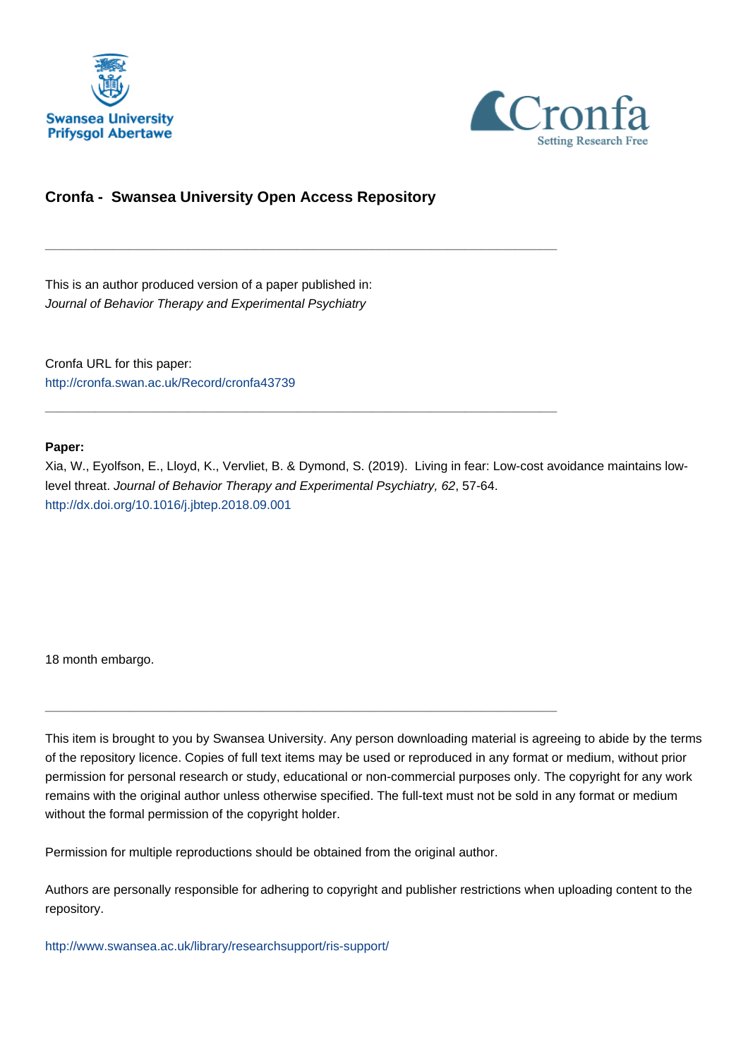Swansea University
Prifysgol Abertawe

Cronfa
Setting Research Free

## Cronfa - Swansea University Open Access Repository

---

This is an author produced version of a paper published in:
*Journal of Behavior Therapy and Experimental Psychiatry*

Cronfa URL for this paper:
http://cronfa.swan.ac.uk/Record/cronfa43739

---

**Paper:**
Xia, W., Eyolfson, E., Lloyd, K., Vervliet, B. & Dymond, S. (2019). Living in fear: Low-cost avoidance maintains low-level threat. *Journal of Behavior Therapy and Experimental Psychiatry, 62*, 57-64.
http://dx.doi.org/10.1016/j.jbtep.2018.09.001

18 month embargo.

---

This item is brought to you by Swansea University. Any person downloading material is agreeing to abide by the terms of the repository licence. Copies of full text items may be used or reproduced in any format or medium, without prior permission for personal research or study, educational or non-commercial purposes only. The copyright for any work remains with the original author unless otherwise specified. The full-text must not be sold in any format or medium without the formal permission of the copyright holder.

Permission for multiple reproductions should be obtained from the original author.

Authors are personally responsible for adhering to copyright and publisher restrictions when uploading content to the repository.

http://www.swansea.ac.uk/library/researchsupport/ris-support/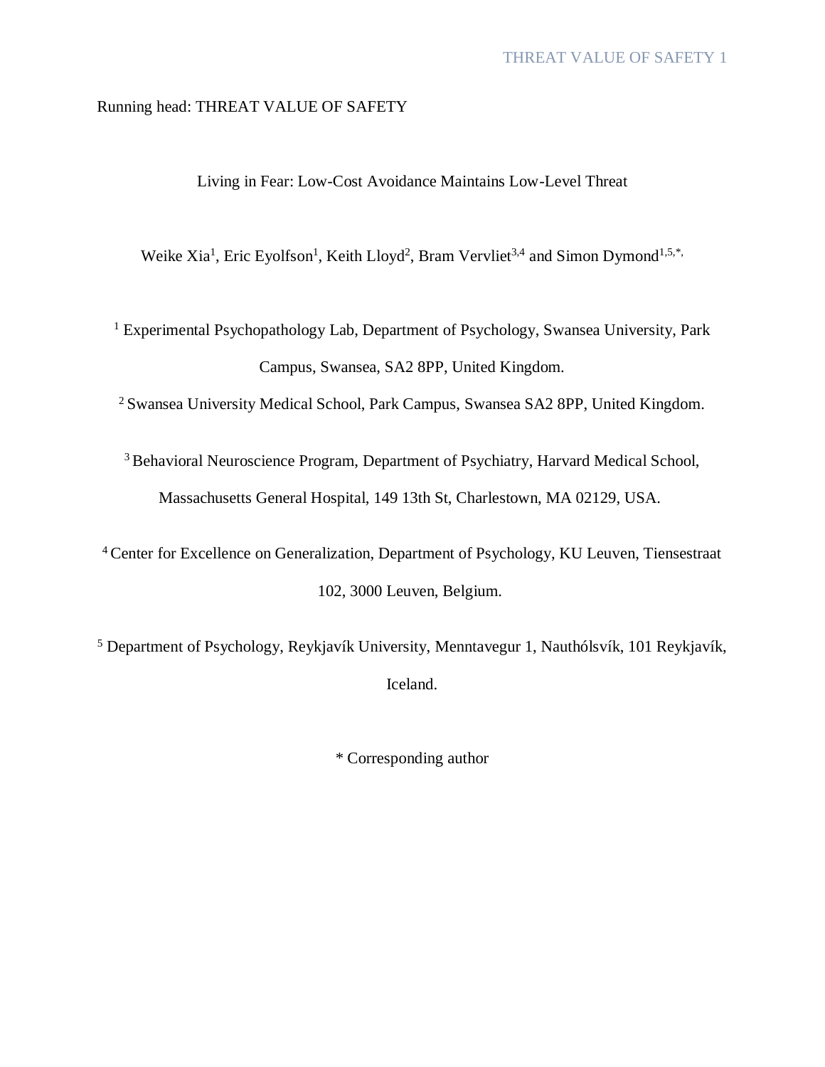Running head: THREAT VALUE OF SAFETY

# Living in Fear: Low-Cost Avoidance Maintains Low-Level Threat

Weike Xia[1], Eric Eyolfson[1], Keith Lloyd[2], Bram Vervliet[3,4] and Simon Dymond[1,5,*]

[1] Experimental Psychopathology Lab, Department of Psychology, Swansea University, Park Campus, Swansea, SA2 8PP, United Kingdom.

[2] Swansea University Medical School, Park Campus, Swansea SA2 8PP, United Kingdom.

[3] Behavioral Neuroscience Program, Department of Psychiatry, Harvard Medical School, Massachusetts General Hospital, 149 13th St, Charlestown, MA 02129, USA.

[4] Center for Excellence on Generalization, Department of Psychology, KU Leuven, Tiensestraat 102, 3000 Leuven, Belgium.

[5] Department of Psychology, Reykjavík University, Menntavegur 1, Nauthólsvík, 101 Reykjavík, Iceland.

\* Corresponding author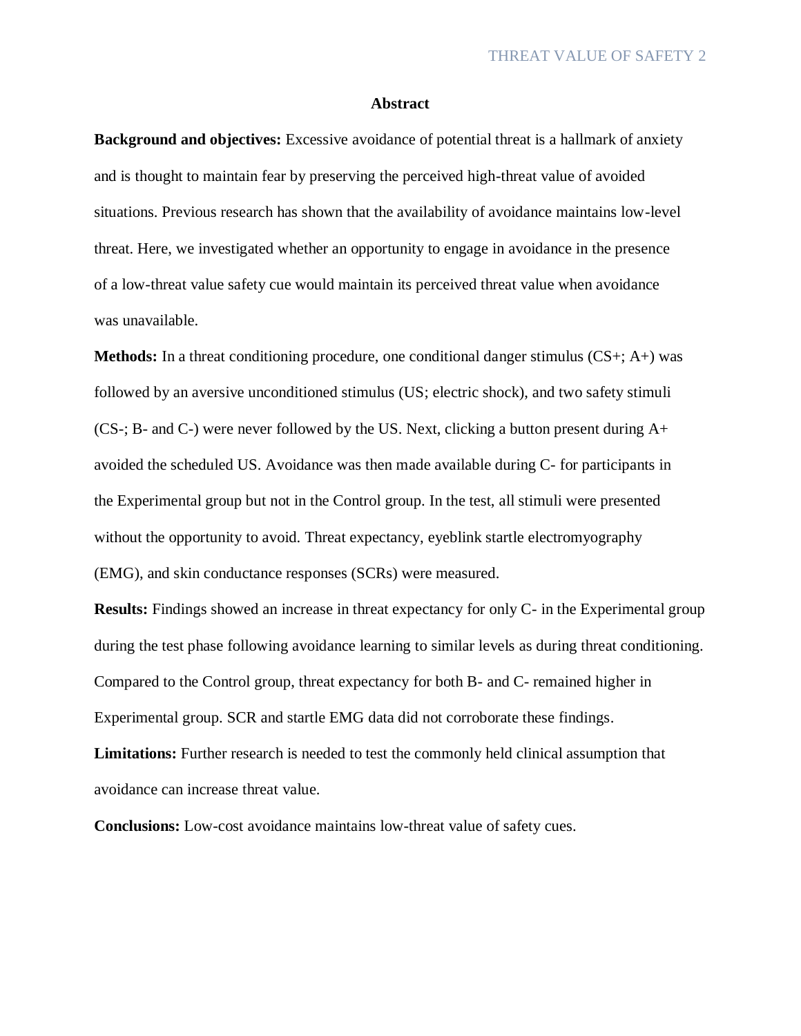## Abstract

**Background and objectives:** Excessive avoidance of potential threat is a hallmark of anxiety and is thought to maintain fear by preserving the perceived high-threat value of avoided situations. Previous research has shown that the availability of avoidance maintains low-level threat. Here, we investigated whether an opportunity to engage in avoidance in the presence of a low-threat value safety cue would maintain its perceived threat value when avoidance was unavailable.

**Methods:** In a threat conditioning procedure, one conditional danger stimulus (CS+; A+) was followed by an aversive unconditioned stimulus (US; electric shock), and two safety stimuli (CS-; B- and C-) were never followed by the US. Next, clicking a button present during A+ avoided the scheduled US. Avoidance was then made available during C- for participants in the Experimental group but not in the Control group. In the test, all stimuli were presented without the opportunity to avoid. Threat expectancy, eyeblink startle electromyography (EMG), and skin conductance responses (SCRs) were measured.

**Results:** Findings showed an increase in threat expectancy for only C- in the Experimental group during the test phase following avoidance learning to similar levels as during threat conditioning. Compared to the Control group, threat expectancy for both B- and C- remained higher in Experimental group. SCR and startle EMG data did not corroborate these findings.

**Limitations:** Further research is needed to test the commonly held clinical assumption that avoidance can increase threat value.

**Conclusions:** Low-cost avoidance maintains low-threat value of safety cues.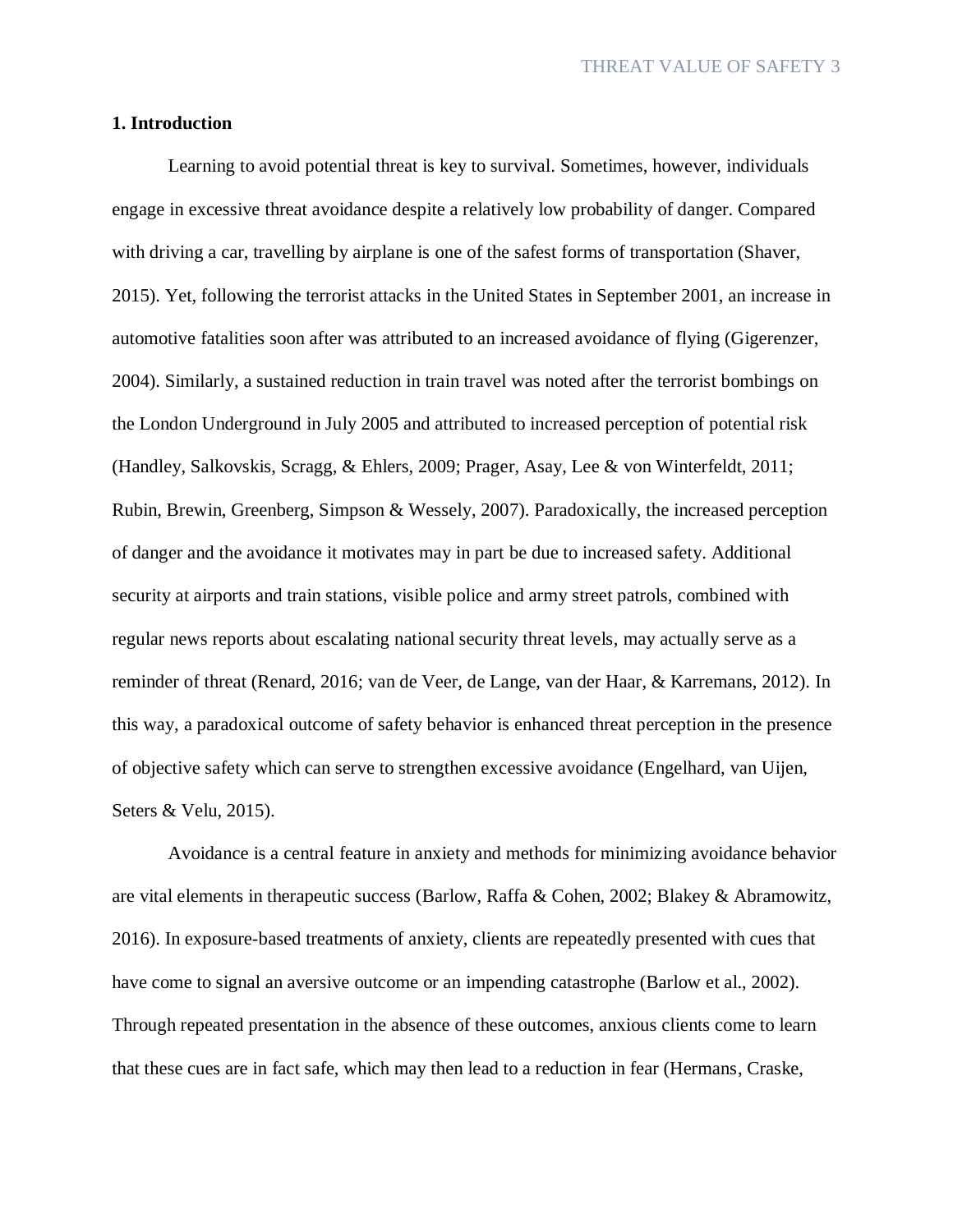## 1. Introduction

Learning to avoid potential threat is key to survival. Sometimes, however, individuals engage in excessive threat avoidance despite a relatively low probability of danger. Compared with driving a car, travelling by airplane is one of the safest forms of transportation (Shaver, 2015). Yet, following the terrorist attacks in the United States in September 2001, an increase in automotive fatalities soon after was attributed to an increased avoidance of flying (Gigerenzer, 2004). Similarly, a sustained reduction in train travel was noted after the terrorist bombings on the London Underground in July 2005 and attributed to increased perception of potential risk (Handley, Salkovskis, Scragg, & Ehlers, 2009; Prager, Asay, Lee & von Winterfeldt, 2011; Rubin, Brewin, Greenberg, Simpson & Wessely, 2007). Paradoxically, the increased perception of danger and the avoidance it motivates may in part be due to increased safety. Additional security at airports and train stations, visible police and army street patrols, combined with regular news reports about escalating national security threat levels, may actually serve as a reminder of threat (Renard, 2016; van de Veer, de Lange, van der Haar, & Karremans, 2012). In this way, a paradoxical outcome of safety behavior is enhanced threat perception in the presence of objective safety which can serve to strengthen excessive avoidance (Engelhard, van Uijen, Seters & Velu, 2015).

Avoidance is a central feature in anxiety and methods for minimizing avoidance behavior are vital elements in therapeutic success (Barlow, Raffa & Cohen, 2002; Blakey & Abramowitz, 2016). In exposure-based treatments of anxiety, clients are repeatedly presented with cues that have come to signal an aversive outcome or an impending catastrophe (Barlow et al., 2002). Through repeated presentation in the absence of these outcomes, anxious clients come to learn that these cues are in fact safe, which may then lead to a reduction in fear (Hermans, Craske,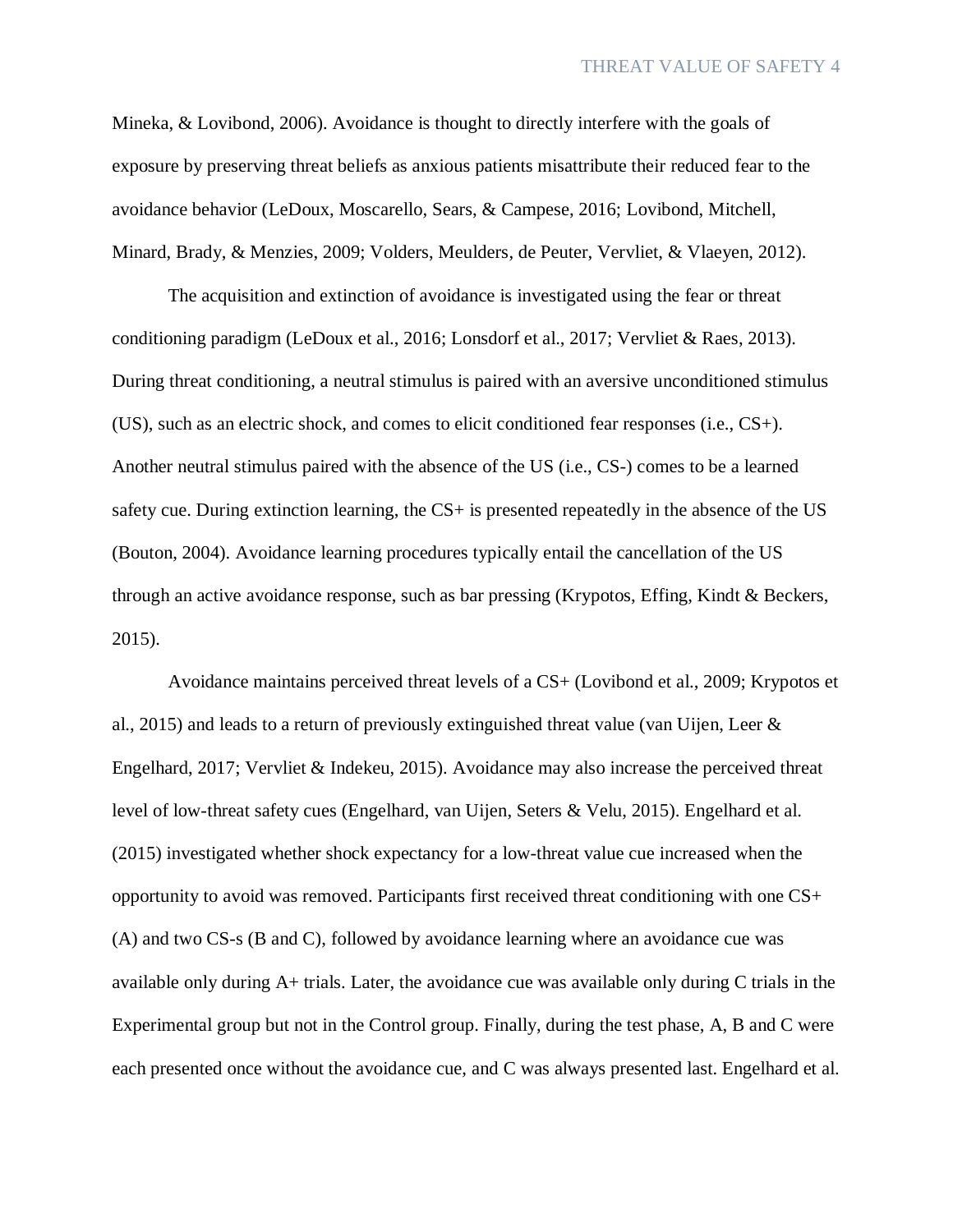Mineka, & Lovibond, 2006). Avoidance is thought to directly interfere with the goals of exposure by preserving threat beliefs as anxious patients misattribute their reduced fear to the avoidance behavior (LeDoux, Moscarello, Sears, & Campese, 2016; Lovibond, Mitchell, Minard, Brady, & Menzies, 2009; Volders, Meulders, de Peuter, Vervliet, & Vlaeyen, 2012).

The acquisition and extinction of avoidance is investigated using the fear or threat conditioning paradigm (LeDoux et al., 2016; Lonsdorf et al., 2017; Vervliet & Raes, 2013). During threat conditioning, a neutral stimulus is paired with an aversive unconditioned stimulus (US), such as an electric shock, and comes to elicit conditioned fear responses (i.e., CS+). Another neutral stimulus paired with the absence of the US (i.e., CS-) comes to be a learned safety cue. During extinction learning, the CS+ is presented repeatedly in the absence of the US (Bouton, 2004). Avoidance learning procedures typically entail the cancellation of the US through an active avoidance response, such as bar pressing (Krypotos, Effing, Kindt & Beckers, 2015).

Avoidance maintains perceived threat levels of a CS+ (Lovibond et al., 2009; Krypotos et al., 2015) and leads to a return of previously extinguished threat value (van Uijen, Leer & Engelhard, 2017; Vervliet & Indekeu, 2015). Avoidance may also increase the perceived threat level of low-threat safety cues (Engelhard, van Uijen, Seters & Velu, 2015). Engelhard et al. (2015) investigated whether shock expectancy for a low-threat value cue increased when the opportunity to avoid was removed. Participants first received threat conditioning with one CS+ (A) and two CS-s (B and C), followed by avoidance learning where an avoidance cue was available only during A+ trials. Later, the avoidance cue was available only during C trials in the Experimental group but not in the Control group. Finally, during the test phase, A, B and C were each presented once without the avoidance cue, and C was always presented last. Engelhard et al.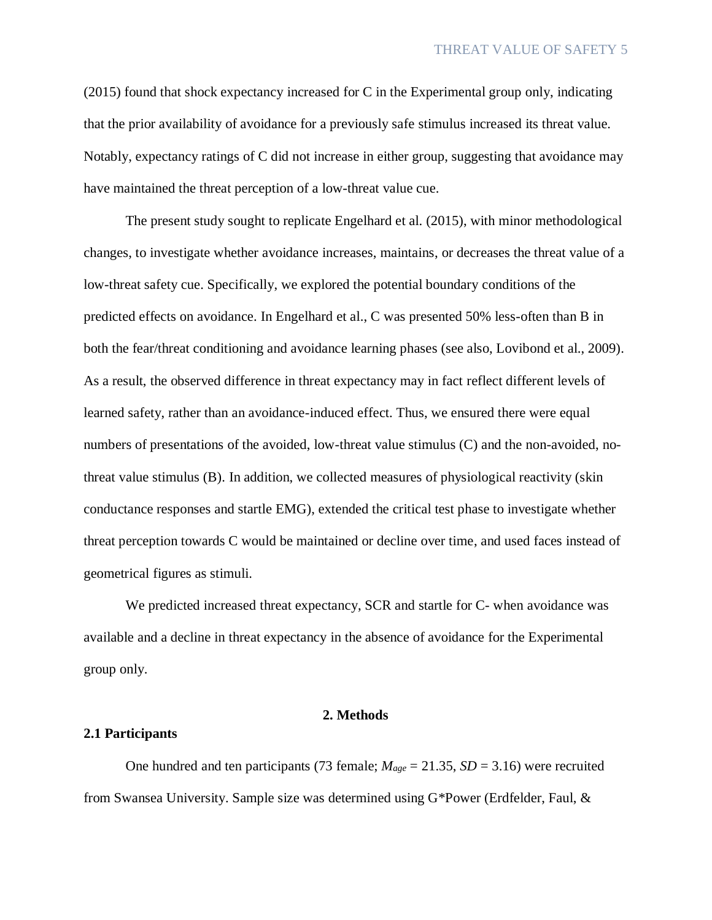(2015) found that shock expectancy increased for C in the Experimental group only, indicating that the prior availability of avoidance for a previously safe stimulus increased its threat value. Notably, expectancy ratings of C did not increase in either group, suggesting that avoidance may have maintained the threat perception of a low-threat value cue.

The present study sought to replicate Engelhard et al. (2015), with minor methodological changes, to investigate whether avoidance increases, maintains, or decreases the threat value of a low-threat safety cue. Specifically, we explored the potential boundary conditions of the predicted effects on avoidance. In Engelhard et al., C was presented 50% less-often than B in both the fear/threat conditioning and avoidance learning phases (see also, Lovibond et al., 2009). As a result, the observed difference in threat expectancy may in fact reflect different levels of learned safety, rather than an avoidance-induced effect. Thus, we ensured there were equal numbers of presentations of the avoided, low-threat value stimulus (C) and the non-avoided, no-threat value stimulus (B). In addition, we collected measures of physiological reactivity (skin conductance responses and startle EMG), extended the critical test phase to investigate whether threat perception towards C would be maintained or decline over time, and used faces instead of geometrical figures as stimuli.

We predicted increased threat expectancy, SCR and startle for C- when avoidance was available and a decline in threat expectancy in the absence of avoidance for the Experimental group only.

## 2. Methods

### 2.1 Participants

One hundred and ten participants (73 female; $M_{age}$ = 21.35, *SD* = 3.16) were recruited from Swansea University. Sample size was determined using G*Power (Erdfelder, Faul, &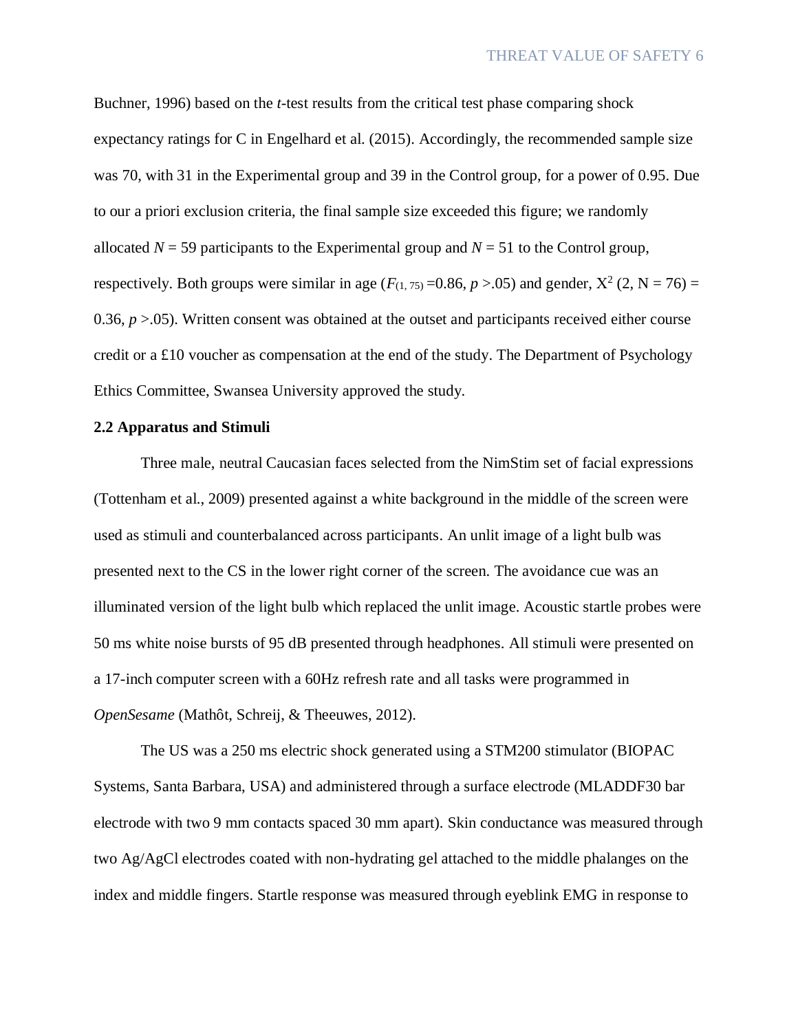Buchner, 1996) based on the *t*-test results from the critical test phase comparing shock expectancy ratings for C in Engelhard et al. (2015). Accordingly, the recommended sample size was 70, with 31 in the Experimental group and 39 in the Control group, for a power of 0.95. Due to our a priori exclusion criteria, the final sample size exceeded this figure; we randomly allocated $N = 59$ participants to the Experimental group and $N = 51$ to the Control group, respectively. Both groups were similar in age ($F_{(1, 75)} = 0.86$, $p > .05$) and gender, $X^2$ (2, N = 76) = 0.36, $p > .05$). Written consent was obtained at the outset and participants received either course credit or a £10 voucher as compensation at the end of the study. The Department of Psychology Ethics Committee, Swansea University approved the study.

## 2.2 Apparatus and Stimuli

Three male, neutral Caucasian faces selected from the NimStim set of facial expressions (Tottenham et al., 2009) presented against a white background in the middle of the screen were used as stimuli and counterbalanced across participants. An unlit image of a light bulb was presented next to the CS in the lower right corner of the screen. The avoidance cue was an illuminated version of the light bulb which replaced the unlit image. Acoustic startle probes were 50 ms white noise bursts of 95 dB presented through headphones. All stimuli were presented on a 17-inch computer screen with a 60Hz refresh rate and all tasks were programmed in *OpenSesame* (Mathôt, Schreij, & Theeuwes, 2012).

The US was a 250 ms electric shock generated using a STM200 stimulator (BIOPAC Systems, Santa Barbara, USA) and administered through a surface electrode (MLADDF30 bar electrode with two 9 mm contacts spaced 30 mm apart). Skin conductance was measured through two Ag/AgCl electrodes coated with non-hydrating gel attached to the middle phalanges on the index and middle fingers. Startle response was measured through eyeblink EMG in response to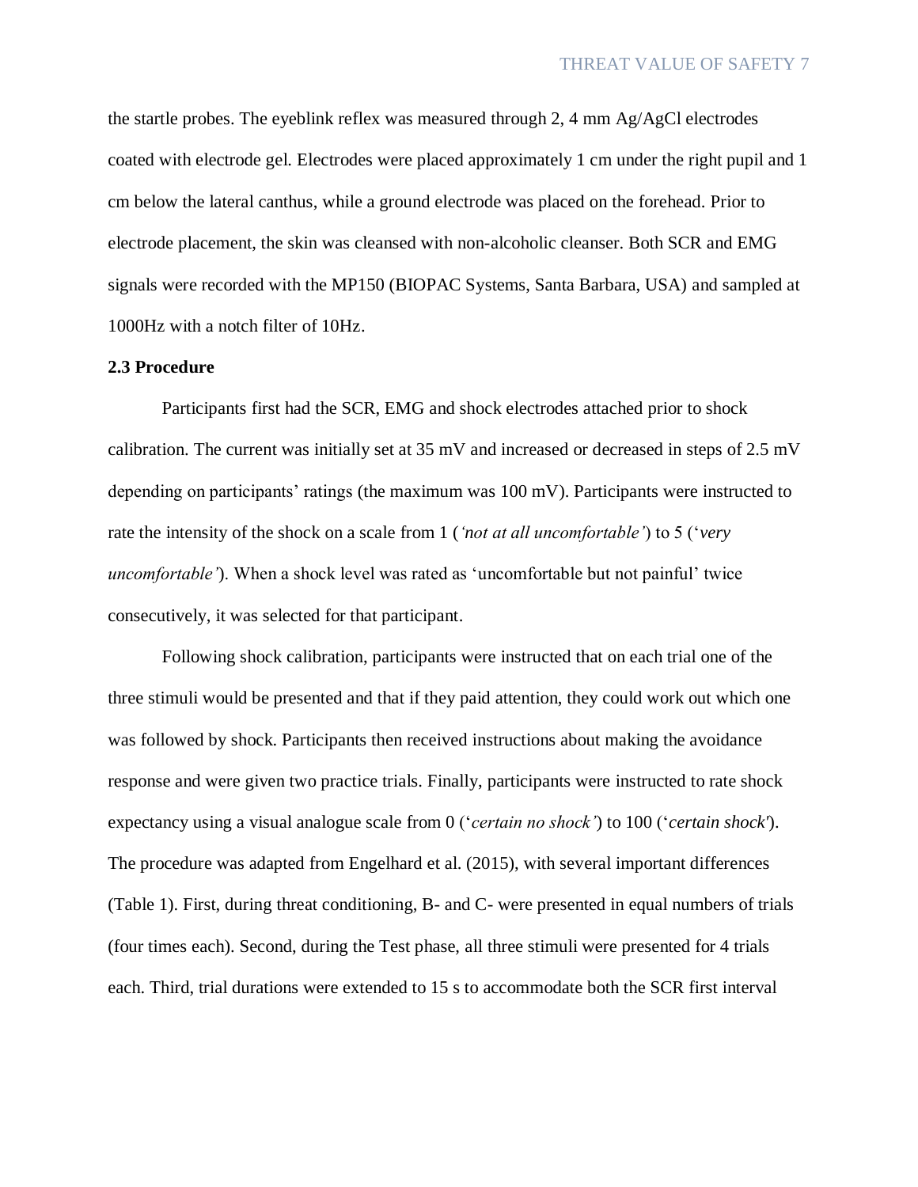the startle probes. The eyeblink reflex was measured through 2, 4 mm Ag/AgCl electrodes coated with electrode gel. Electrodes were placed approximately 1 cm under the right pupil and 1 cm below the lateral canthus, while a ground electrode was placed on the forehead. Prior to electrode placement, the skin was cleansed with non-alcoholic cleanser. Both SCR and EMG signals were recorded with the MP150 (BIOPAC Systems, Santa Barbara, USA) and sampled at 1000Hz with a notch filter of 10Hz.

**2.3 Procedure**

Participants first had the SCR, EMG and shock electrodes attached prior to shock calibration. The current was initially set at 35 mV and increased or decreased in steps of 2.5 mV depending on participants' ratings (the maximum was 100 mV). Participants were instructed to rate the intensity of the shock on a scale from 1 (*'not at all uncomfortable'*) to 5 ('*very uncomfortable'*). When a shock level was rated as 'uncomfortable but not painful' twice consecutively, it was selected for that participant.

Following shock calibration, participants were instructed that on each trial one of the three stimuli would be presented and that if they paid attention, they could work out which one was followed by shock. Participants then received instructions about making the avoidance response and were given two practice trials. Finally, participants were instructed to rate shock expectancy using a visual analogue scale from 0 ('*certain no shock'*) to 100 ('*certain shock'*). The procedure was adapted from Engelhard et al. (2015), with several important differences (Table 1). First, during threat conditioning, B- and C- were presented in equal numbers of trials (four times each). Second, during the Test phase, all three stimuli were presented for 4 trials each. Third, trial durations were extended to 15 s to accommodate both the SCR first interval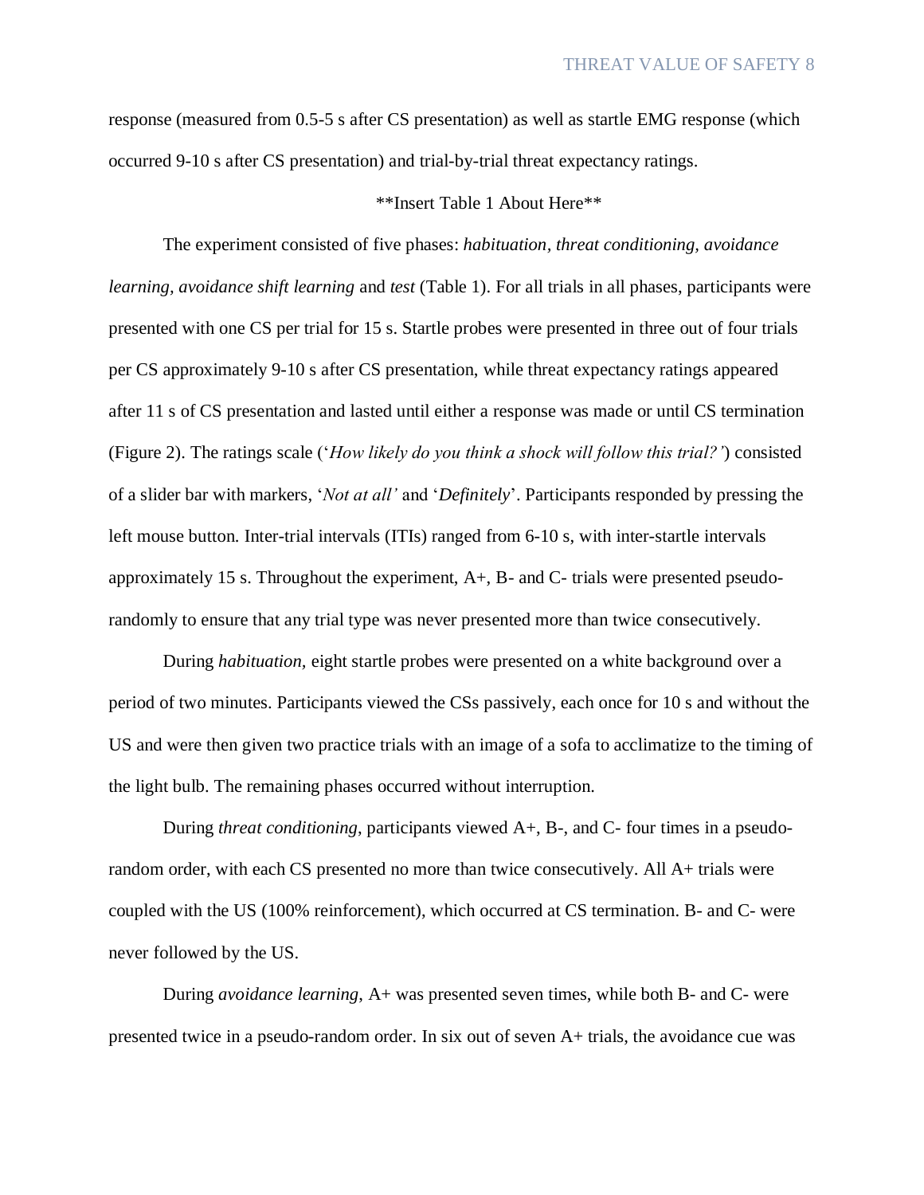response (measured from 0.5-5 s after CS presentation) as well as startle EMG response (which occurred 9-10 s after CS presentation) and trial-by-trial threat expectancy ratings.

**Insert Table 1 About Here**

The experiment consisted of five phases: *habituation*, *threat conditioning, avoidance learning*, *avoidance shift learning* and *test* (Table 1). For all trials in all phases, participants were presented with one CS per trial for 15 s. Startle probes were presented in three out of four trials per CS approximately 9-10 s after CS presentation, while threat expectancy ratings appeared after 11 s of CS presentation and lasted until either a response was made or until CS termination (Figure 2). The ratings scale ('*How likely do you think a shock will follow this trial?'*) consisted of a slider bar with markers, '*Not at all'* and '*Definitely*'. Participants responded by pressing the left mouse button. Inter-trial intervals (ITIs) ranged from 6-10 s, with inter-startle intervals approximately 15 s. Throughout the experiment, A+, B- and C- trials were presented pseudo-randomly to ensure that any trial type was never presented more than twice consecutively.

During *habituation*, eight startle probes were presented on a white background over a period of two minutes. Participants viewed the CSs passively, each once for 10 s and without the US and were then given two practice trials with an image of a sofa to acclimatize to the timing of the light bulb. The remaining phases occurred without interruption.

During *threat conditioning*, participants viewed A+, B-, and C- four times in a pseudo-random order, with each CS presented no more than twice consecutively. All A+ trials were coupled with the US (100% reinforcement), which occurred at CS termination. B- and C- were never followed by the US.

During *avoidance learning*, A+ was presented seven times, while both B- and C- were presented twice in a pseudo-random order. In six out of seven A+ trials, the avoidance cue was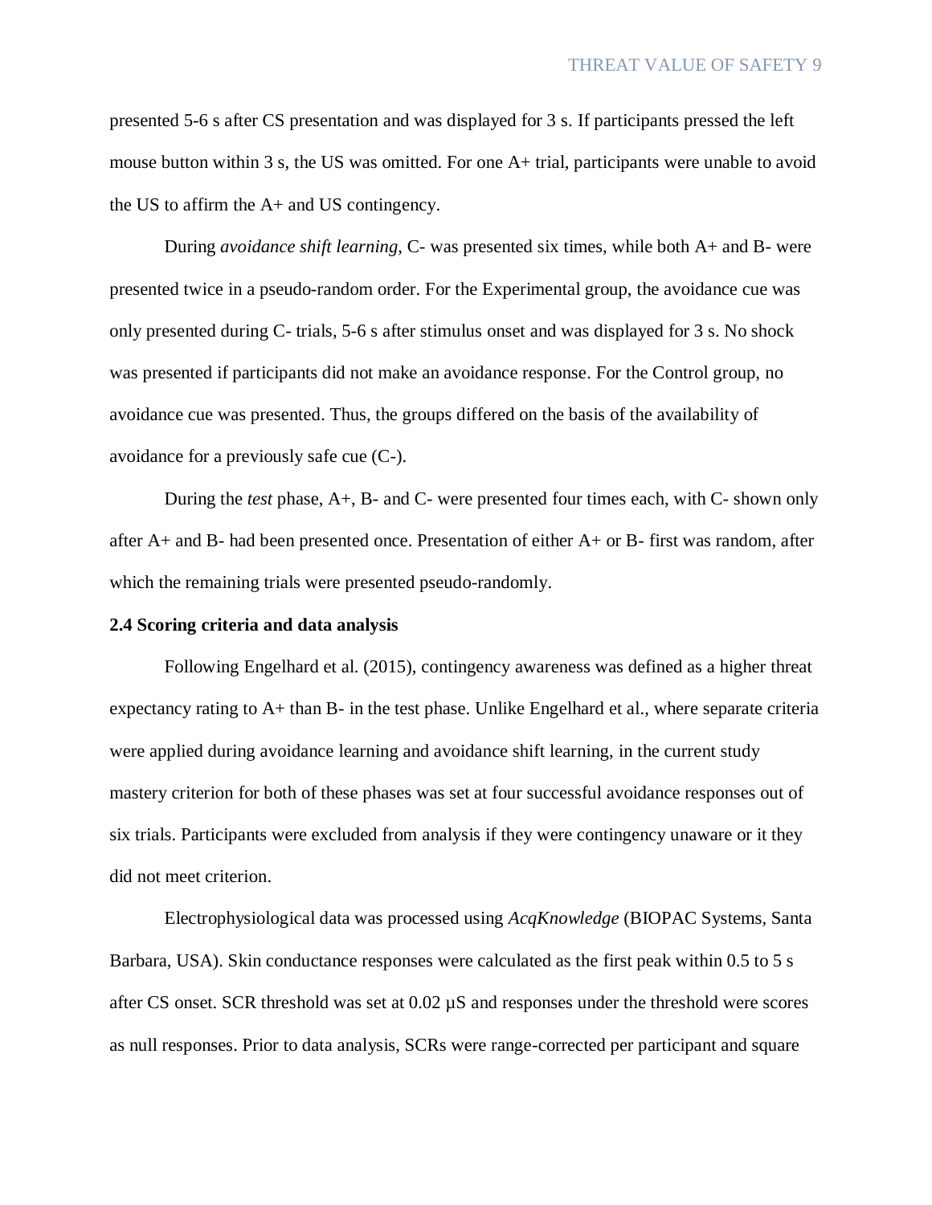presented 5-6 s after CS presentation and was displayed for 3 s. If participants pressed the left mouse button within 3 s, the US was omitted. For one A+ trial, participants were unable to avoid the US to affirm the A+ and US contingency.

During *avoidance shift learning*, C- was presented six times, while both A+ and B- were presented twice in a pseudo-random order. For the Experimental group, the avoidance cue was only presented during C- trials, 5-6 s after stimulus onset and was displayed for 3 s. No shock was presented if participants did not make an avoidance response. For the Control group, no avoidance cue was presented. Thus, the groups differed on the basis of the availability of avoidance for a previously safe cue (C-).

During the *test* phase, A+, B- and C- were presented four times each, with C- shown only after A+ and B- had been presented once. Presentation of either A+ or B- first was random, after which the remaining trials were presented pseudo-randomly.

**2.4 Scoring criteria and data analysis**

Following Engelhard et al. (2015), contingency awareness was defined as a higher threat expectancy rating to A+ than B- in the test phase. Unlike Engelhard et al., where separate criteria were applied during avoidance learning and avoidance shift learning, in the current study mastery criterion for both of these phases was set at four successful avoidance responses out of six trials. Participants were excluded from analysis if they were contingency unaware or it they did not meet criterion.

Electrophysiological data was processed using *AcqKnowledge* (BIOPAC Systems, Santa Barbara, USA). Skin conductance responses were calculated as the first peak within 0.5 to 5 s after CS onset. SCR threshold was set at 0.02 µS and responses under the threshold were scores as null responses. Prior to data analysis, SCRs were range-corrected per participant and square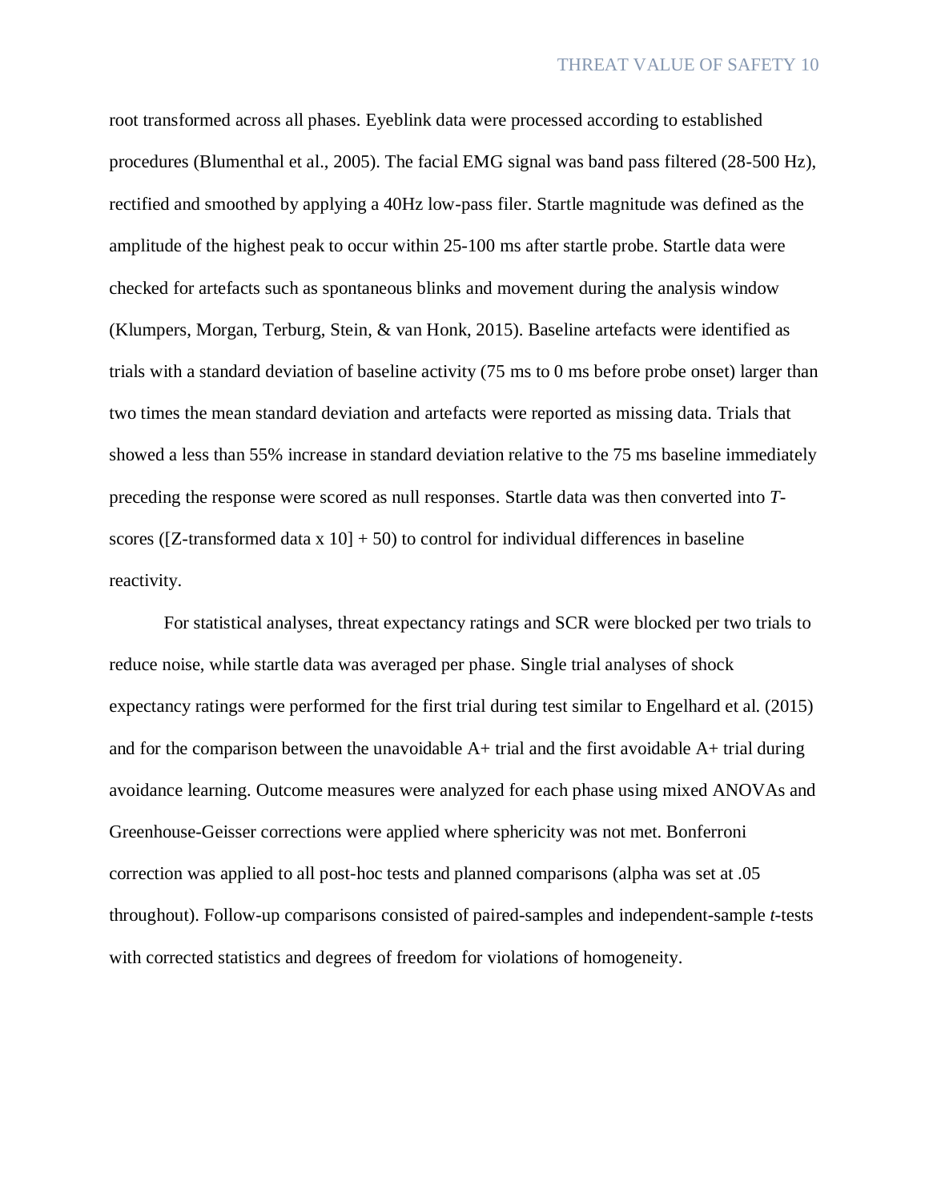root transformed across all phases. Eyeblink data were processed according to established procedures (Blumenthal et al., 2005). The facial EMG signal was band pass filtered (28-500 Hz), rectified and smoothed by applying a 40Hz low-pass filer. Startle magnitude was defined as the amplitude of the highest peak to occur within 25-100 ms after startle probe. Startle data were checked for artefacts such as spontaneous blinks and movement during the analysis window (Klumpers, Morgan, Terburg, Stein, & van Honk, 2015). Baseline artefacts were identified as trials with a standard deviation of baseline activity (75 ms to 0 ms before probe onset) larger than two times the mean standard deviation and artefacts were reported as missing data. Trials that showed a less than 55% increase in standard deviation relative to the 75 ms baseline immediately preceding the response were scored as null responses. Startle data was then converted into *T*-scores ([Z-transformed data x 10] + 50) to control for individual differences in baseline reactivity.

For statistical analyses, threat expectancy ratings and SCR were blocked per two trials to reduce noise, while startle data was averaged per phase. Single trial analyses of shock expectancy ratings were performed for the first trial during test similar to Engelhard et al. (2015) and for the comparison between the unavoidable A+ trial and the first avoidable A+ trial during avoidance learning. Outcome measures were analyzed for each phase using mixed ANOVAs and Greenhouse-Geisser corrections were applied where sphericity was not met. Bonferroni correction was applied to all post-hoc tests and planned comparisons (alpha was set at .05 throughout). Follow-up comparisons consisted of paired-samples and independent-sample *t*-tests with corrected statistics and degrees of freedom for violations of homogeneity.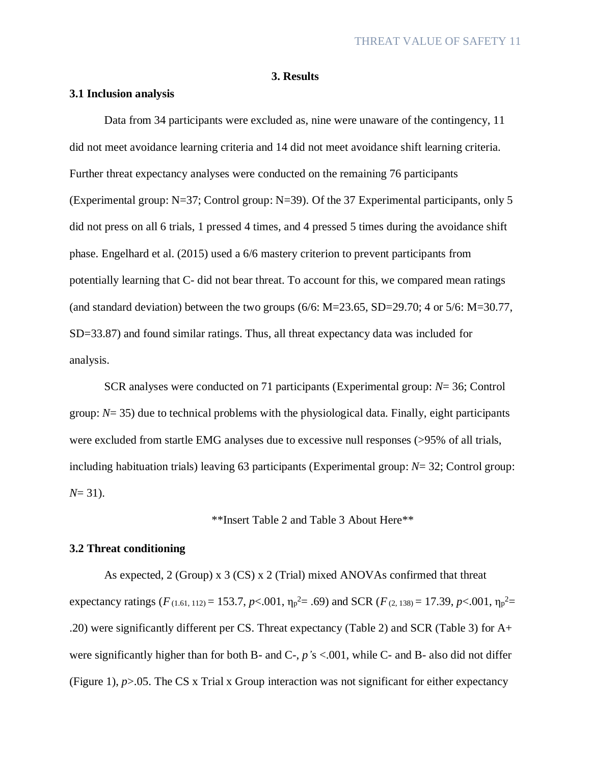## 3. Results

### 3.1 Inclusion analysis

Data from 34 participants were excluded as, nine were unaware of the contingency, 11 did not meet avoidance learning criteria and 14 did not meet avoidance shift learning criteria. Further threat expectancy analyses were conducted on the remaining 76 participants (Experimental group: N=37; Control group: N=39). Of the 37 Experimental participants, only 5 did not press on all 6 trials, 1 pressed 4 times, and 4 pressed 5 times during the avoidance shift phase. Engelhard et al. (2015) used a 6/6 mastery criterion to prevent participants from potentially learning that C- did not bear threat. To account for this, we compared mean ratings (and standard deviation) between the two groups (6/6: M=23.65, SD=29.70; 4 or 5/6: M=30.77, SD=33.87) and found similar ratings. Thus, all threat expectancy data was included for analysis.

SCR analyses were conducted on 71 participants (Experimental group: *N*= 36; Control group: *N*= 35) due to technical problems with the physiological data. Finally, eight participants were excluded from startle EMG analyses due to excessive null responses (>95% of all trials, including habituation trials) leaving 63 participants (Experimental group: *N*= 32; Control group: *N*= 31).

**Insert Table 2 and Table 3 About Here**

### 3.2 Threat conditioning

As expected, 2 (Group) x 3 (CS) x 2 (Trial) mixed ANOVAs confirmed that threat expectancy ratings ($F_{(1.61,\ 112)} = 153.7$, $p<.001$, $\eta_p^2 = .69$) and SCR ($F_{(2,\ 138)} = 17.39$, $p<.001$, $\eta_p^2 = .20$) were significantly different per CS. Threat expectancy (Table 2) and SCR (Table 3) for A+ were significantly higher than for both B- and C-, *p'*s <.001, while C- and B- also did not differ (Figure 1), $p>.05$. The CS x Trial x Group interaction was not significant for either expectancy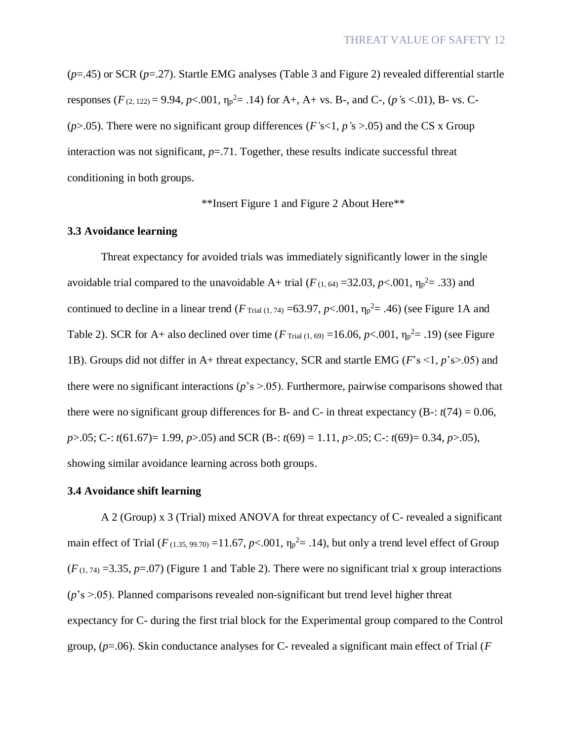($p$=.45) or SCR ($p$=.27). Startle EMG analyses (Table 3 and Figure 2) revealed differential startle responses ($F_{(2, 122)}$ = 9.94, $p$<.001, $\eta_p^2$= .14) for A+, A+ vs. B-, and C-, ($p$'s <.01), B- vs. C- ($p$>.05). There were no significant group differences ($F$'s<1, $p$'s >.05) and the CS x Group interaction was not significant, $p$=.71. Together, these results indicate successful threat conditioning in both groups.

**Insert Figure 1 and Figure 2 About Here**

### 3.3 Avoidance learning

Threat expectancy for avoided trials was immediately significantly lower in the single avoidable trial compared to the unavoidable A+ trial ($F_{(1, 64)}$ =32.03, $p$<.001, $\eta_p^2$= .33) and continued to decline in a linear trend ($F_{\text{Trial}\,(1, 74)}$ =63.97, $p$<.001, $\eta_p^2$= .46) (see Figure 1A and Table 2). SCR for A+ also declined over time ($F_{\text{Trial}\,(1, 69)}$ =16.06, $p$<.001, $\eta_p^2$= .19) (see Figure 1B). Groups did not differ in A+ threat expectancy, SCR and startle EMG ($F$'s <1, $p$'s>.05) and there were no significant interactions ($p$'s >.05). Furthermore, pairwise comparisons showed that there were no significant group differences for B- and C- in threat expectancy (B-: $t$(74) = 0.06, $p$>.05; C-: $t$(61.67)= 1.99, $p$>.05) and SCR (B-: $t$(69) = 1.11, $p$>.05; C-: $t$(69)= 0.34, $p$>.05), showing similar avoidance learning across both groups.

### 3.4 Avoidance shift learning

A 2 (Group) x 3 (Trial) mixed ANOVA for threat expectancy of C- revealed a significant main effect of Trial ($F_{(1.35, 99.70)}$ =11.67, $p$<.001, $\eta_p^2$= .14), but only a trend level effect of Group ($F_{(1, 74)}$ =3.35, $p$=.07) (Figure 1 and Table 2). There were no significant trial x group interactions ($p$'s >.05). Planned comparisons revealed non-significant but trend level higher threat expectancy for C- during the first trial block for the Experimental group compared to the Control group, ($p$=.06). Skin conductance analyses for C- revealed a significant main effect of Trial ($F$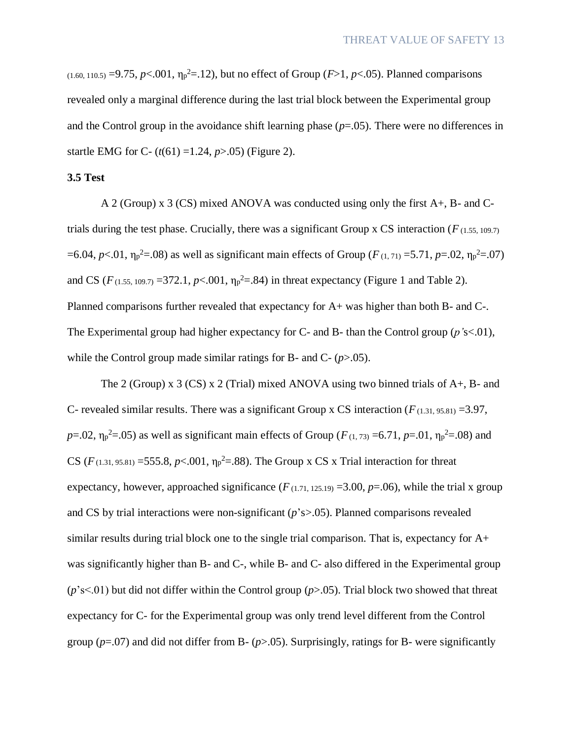$_{(1.60, 110.5)}$ =9.75, $p$<.001, $\eta_p^2$=.12), but no effect of Group ($F$>1, $p$<.05). Planned comparisons revealed only a marginal difference during the last trial block between the Experimental group and the Control group in the avoidance shift learning phase ($p$=.05). There were no differences in startle EMG for C- ($t$(61) =1.24, $p$>.05) (Figure 2).

**3.5 Test**

A 2 (Group) x 3 (CS) mixed ANOVA was conducted using only the first A+, B- and C- trials during the test phase. Crucially, there was a significant Group x CS interaction ($F_{(1.55, 109.7)}$ =6.04, $p$<.01, $\eta_p^2$=.08) as well as significant main effects of Group ($F_{(1, 71)}$ =5.71, $p$=.02, $\eta_p^2$=.07) and CS ($F_{(1.55, 109.7)}$ =372.1, $p$<.001, $\eta_p^2$=.84) in threat expectancy (Figure 1 and Table 2). Planned comparisons further revealed that expectancy for A+ was higher than both B- and C-. The Experimental group had higher expectancy for C- and B- than the Control group ($p$'s<.01), while the Control group made similar ratings for B- and C- ($p$>.05).

The 2 (Group) x 3 (CS) x 2 (Trial) mixed ANOVA using two binned trials of A+, B- and C- revealed similar results. There was a significant Group x CS interaction ($F_{(1.31, 95.81)}$ =3.97, $p$=.02, $\eta_p^2$=.05) as well as significant main effects of Group ($F_{(1, 73)}$ =6.71, $p$=.01, $\eta_p^2$=.08) and CS ($F_{(1.31, 95.81)}$ =555.8, $p$<.001, $\eta_p^2$=.88). The Group x CS x Trial interaction for threat expectancy, however, approached significance ($F_{(1.71, 125.19)}$ =3.00, $p$=.06), while the trial x group and CS by trial interactions were non-significant ($p$'s>.05). Planned comparisons revealed similar results during trial block one to the single trial comparison. That is, expectancy for A+ was significantly higher than B- and C-, while B- and C- also differed in the Experimental group ($p$'s<.01) but did not differ within the Control group ($p$>.05). Trial block two showed that threat expectancy for C- for the Experimental group was only trend level different from the Control group ($p$=.07) and did not differ from B- ($p$>.05). Surprisingly, ratings for B- were significantly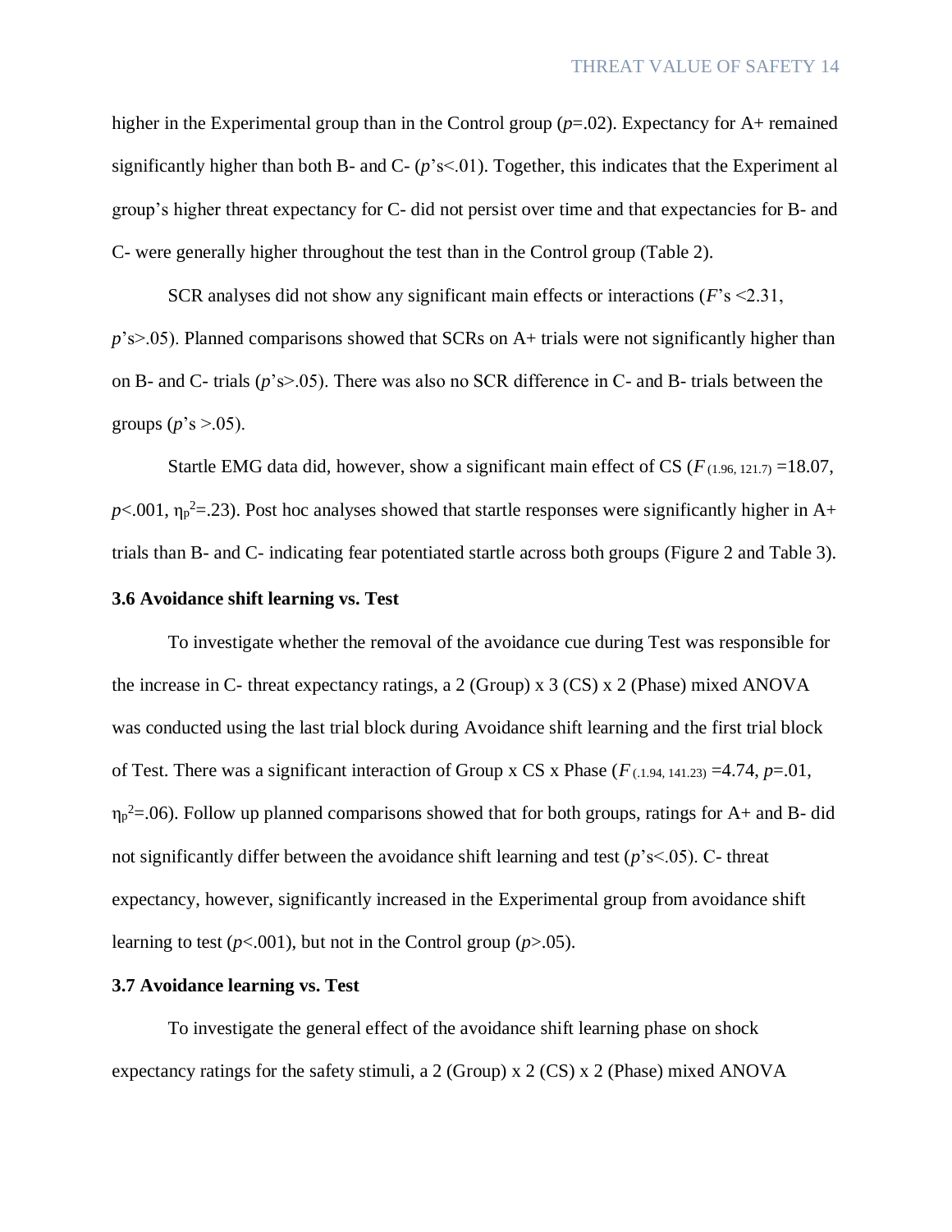higher in the Experimental group than in the Control group ($p$=.02). Expectancy for A+ remained significantly higher than both B- and C- ($p$'s<.01). Together, this indicates that the Experiment al group's higher threat expectancy for C- did not persist over time and that expectancies for B- and C- were generally higher throughout the test than in the Control group (Table 2).

SCR analyses did not show any significant main effects or interactions ($F$'s <2.31, $p$'s>.05). Planned comparisons showed that SCRs on A+ trials were not significantly higher than on B- and C- trials ($p$'s>.05). There was also no SCR difference in C- and B- trials between the groups ($p$'s >.05).

Startle EMG data did, however, show a significant main effect of CS ($F_{(1.96, 121.7)}$ =18.07, $p$<.001, $\eta_p^2$=.23). Post hoc analyses showed that startle responses were significantly higher in A+ trials than B- and C- indicating fear potentiated startle across both groups (Figure 2 and Table 3).

### 3.6 Avoidance shift learning vs. Test

To investigate whether the removal of the avoidance cue during Test was responsible for the increase in C- threat expectancy ratings, a 2 (Group) x 3 (CS) x 2 (Phase) mixed ANOVA was conducted using the last trial block during Avoidance shift learning and the first trial block of Test. There was a significant interaction of Group x CS x Phase ($F_{(.1.94, 141.23)}$ =4.74, $p$=.01, $\eta_p^2$=.06). Follow up planned comparisons showed that for both groups, ratings for A+ and B- did not significantly differ between the avoidance shift learning and test ($p$'s<.05). C- threat expectancy, however, significantly increased in the Experimental group from avoidance shift learning to test ($p$<.001), but not in the Control group ($p$>.05).

### 3.7 Avoidance learning vs. Test

To investigate the general effect of the avoidance shift learning phase on shock expectancy ratings for the safety stimuli, a 2 (Group) x 2 (CS) x 2 (Phase) mixed ANOVA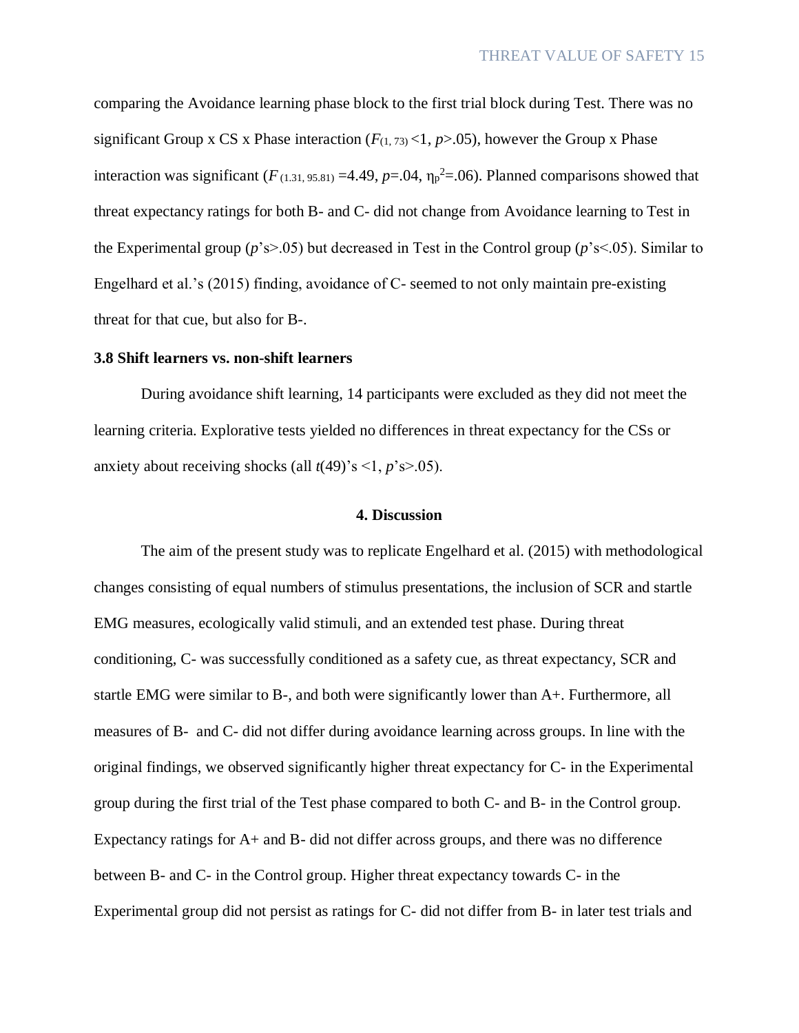comparing the Avoidance learning phase block to the first trial block during Test. There was no significant Group x CS x Phase interaction ($F_{(1, 73)} < 1$, $p > .05$), however the Group x Phase interaction was significant ($F_{(1.31, 95.81)} = 4.49$, $p = .04$, $\eta_p^2 = .06$). Planned comparisons showed that threat expectancy ratings for both B- and C- did not change from Avoidance learning to Test in the Experimental group ($p$'s>.05) but decreased in Test in the Control group ($p$'s<.05). Similar to Engelhard et al.'s (2015) finding, avoidance of C- seemed to not only maintain pre-existing threat for that cue, but also for B-.

### 3.8 Shift learners vs. non-shift learners

During avoidance shift learning, 14 participants were excluded as they did not meet the learning criteria. Explorative tests yielded no differences in threat expectancy for the CSs or anxiety about receiving shocks (all $t(49)$'s <1, $p$'s>.05).

## 4. Discussion

The aim of the present study was to replicate Engelhard et al. (2015) with methodological changes consisting of equal numbers of stimulus presentations, the inclusion of SCR and startle EMG measures, ecologically valid stimuli, and an extended test phase. During threat conditioning, C- was successfully conditioned as a safety cue, as threat expectancy, SCR and startle EMG were similar to B-, and both were significantly lower than A+. Furthermore, all measures of B- and C- did not differ during avoidance learning across groups. In line with the original findings, we observed significantly higher threat expectancy for C- in the Experimental group during the first trial of the Test phase compared to both C- and B- in the Control group. Expectancy ratings for A+ and B- did not differ across groups, and there was no difference between B- and C- in the Control group. Higher threat expectancy towards C- in the Experimental group did not persist as ratings for C- did not differ from B- in later test trials and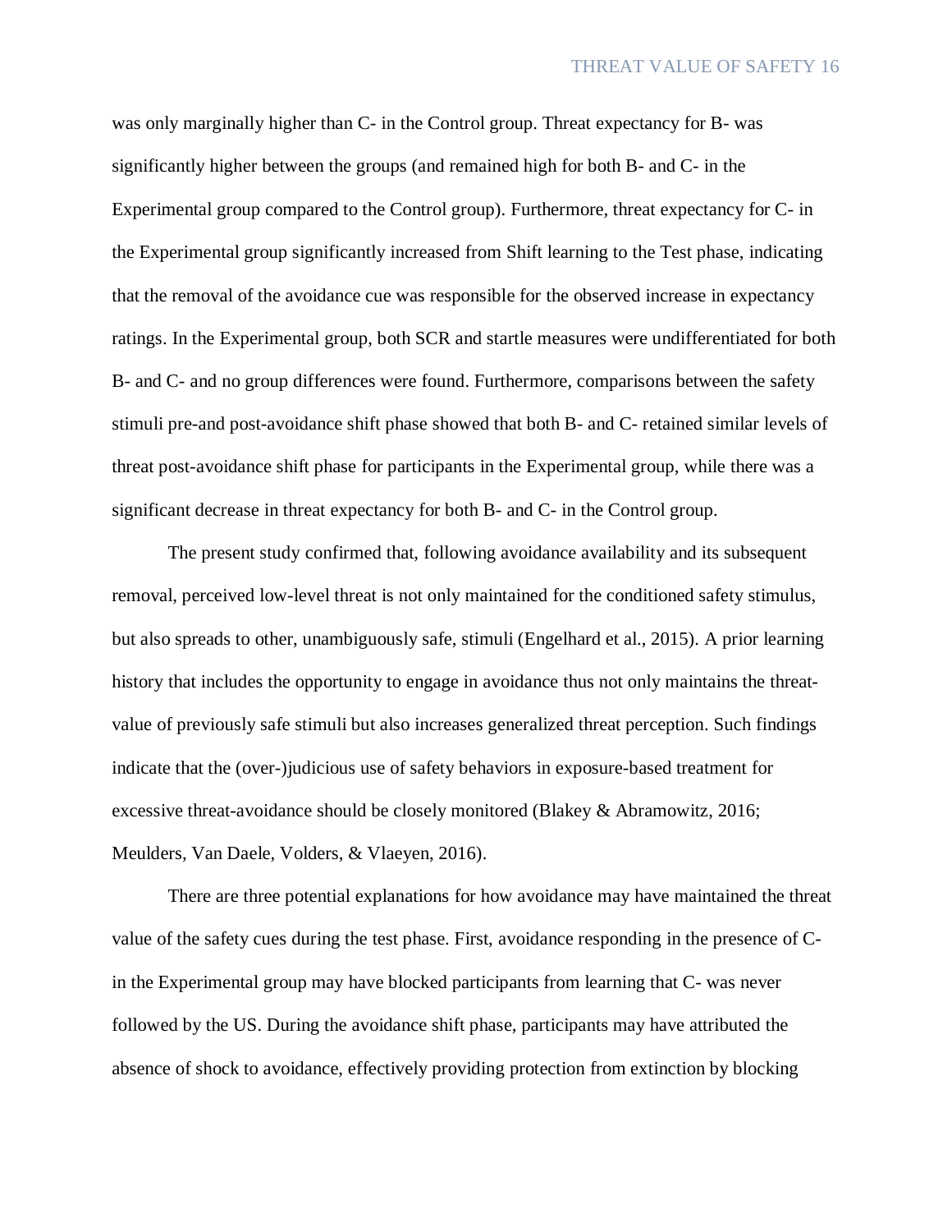was only marginally higher than C- in the Control group. Threat expectancy for B- was significantly higher between the groups (and remained high for both B- and C- in the Experimental group compared to the Control group). Furthermore, threat expectancy for C- in the Experimental group significantly increased from Shift learning to the Test phase, indicating that the removal of the avoidance cue was responsible for the observed increase in expectancy ratings. In the Experimental group, both SCR and startle measures were undifferentiated for both B- and C- and no group differences were found. Furthermore, comparisons between the safety stimuli pre-and post-avoidance shift phase showed that both B- and C- retained similar levels of threat post-avoidance shift phase for participants in the Experimental group, while there was a significant decrease in threat expectancy for both B- and C- in the Control group.

The present study confirmed that, following avoidance availability and its subsequent removal, perceived low-level threat is not only maintained for the conditioned safety stimulus, but also spreads to other, unambiguously safe, stimuli (Engelhard et al., 2015). A prior learning history that includes the opportunity to engage in avoidance thus not only maintains the threat-value of previously safe stimuli but also increases generalized threat perception. Such findings indicate that the (over-)judicious use of safety behaviors in exposure-based treatment for excessive threat-avoidance should be closely monitored (Blakey & Abramowitz, 2016; Meulders, Van Daele, Volders, & Vlaeyen, 2016).

There are three potential explanations for how avoidance may have maintained the threat value of the safety cues during the test phase. First, avoidance responding in the presence of C- in the Experimental group may have blocked participants from learning that C- was never followed by the US. During the avoidance shift phase, participants may have attributed the absence of shock to avoidance, effectively providing protection from extinction by blocking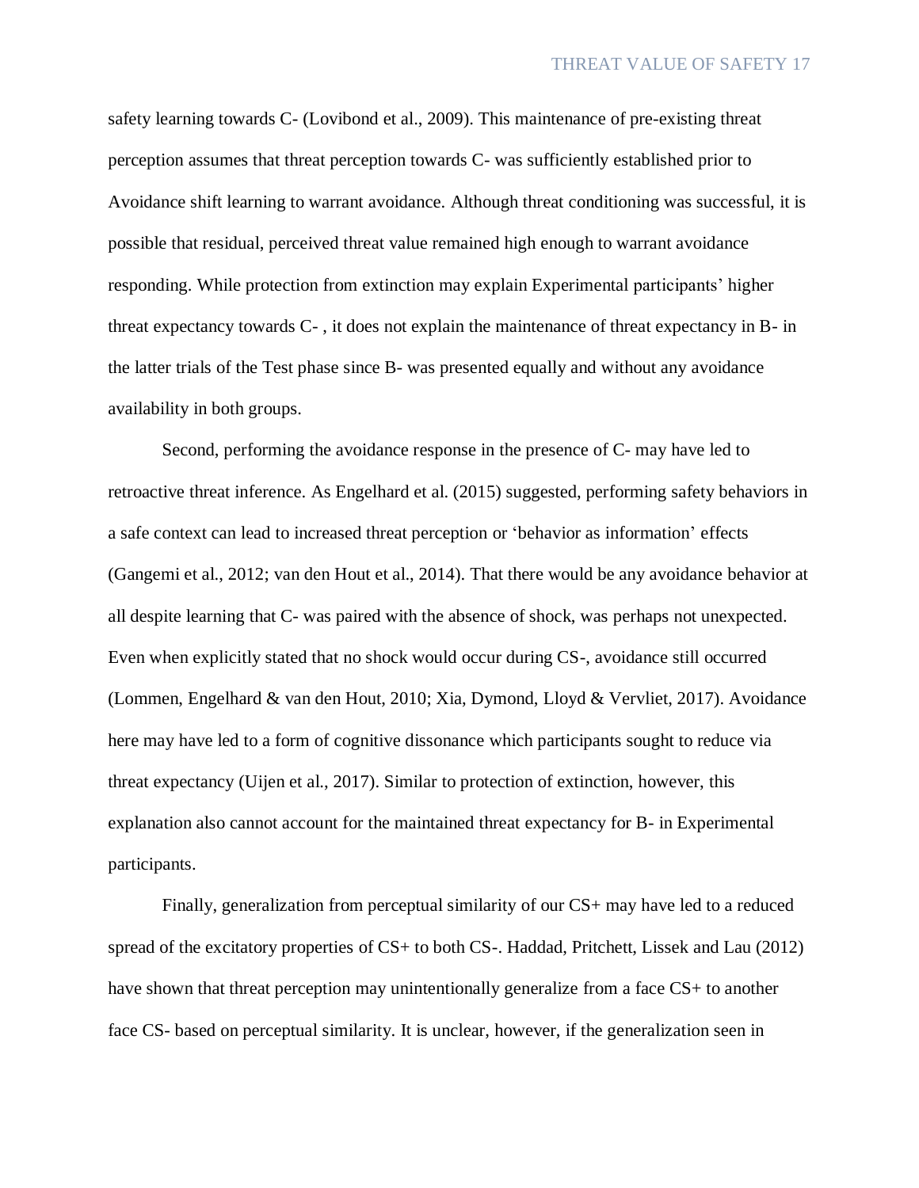safety learning towards C- (Lovibond et al., 2009). This maintenance of pre-existing threat perception assumes that threat perception towards C- was sufficiently established prior to Avoidance shift learning to warrant avoidance. Although threat conditioning was successful, it is possible that residual, perceived threat value remained high enough to warrant avoidance responding. While protection from extinction may explain Experimental participants' higher threat expectancy towards C- , it does not explain the maintenance of threat expectancy in B- in the latter trials of the Test phase since B- was presented equally and without any avoidance availability in both groups.

Second, performing the avoidance response in the presence of C- may have led to retroactive threat inference. As Engelhard et al. (2015) suggested, performing safety behaviors in a safe context can lead to increased threat perception or 'behavior as information' effects (Gangemi et al., 2012; van den Hout et al., 2014). That there would be any avoidance behavior at all despite learning that C- was paired with the absence of shock, was perhaps not unexpected. Even when explicitly stated that no shock would occur during CS-, avoidance still occurred (Lommen, Engelhard & van den Hout, 2010; Xia, Dymond, Lloyd & Vervliet, 2017). Avoidance here may have led to a form of cognitive dissonance which participants sought to reduce via threat expectancy (Uijen et al., 2017). Similar to protection of extinction, however, this explanation also cannot account for the maintained threat expectancy for B- in Experimental participants.

Finally, generalization from perceptual similarity of our CS+ may have led to a reduced spread of the excitatory properties of CS+ to both CS-. Haddad, Pritchett, Lissek and Lau (2012) have shown that threat perception may unintentionally generalize from a face CS+ to another face CS- based on perceptual similarity. It is unclear, however, if the generalization seen in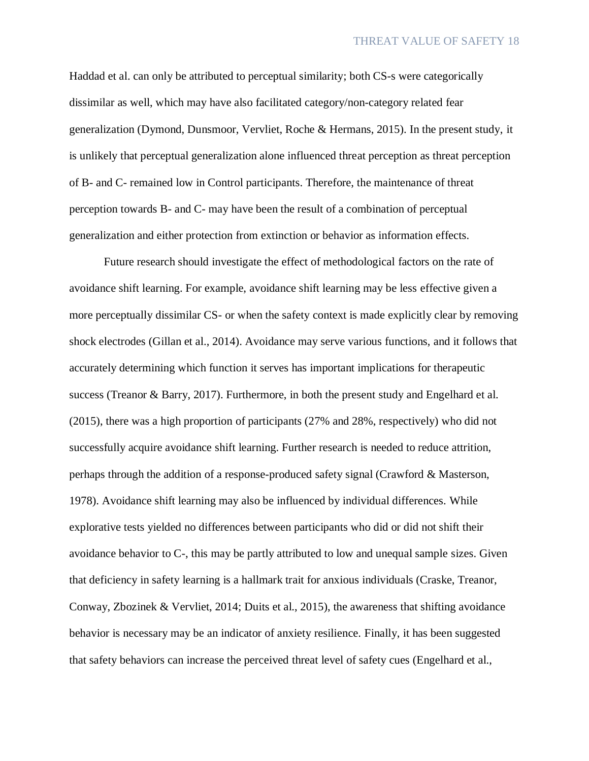Haddad et al. can only be attributed to perceptual similarity; both CS-s were categorically dissimilar as well, which may have also facilitated category/non-category related fear generalization (Dymond, Dunsmoor, Vervliet, Roche & Hermans, 2015). In the present study, it is unlikely that perceptual generalization alone influenced threat perception as threat perception of B- and C- remained low in Control participants. Therefore, the maintenance of threat perception towards B- and C- may have been the result of a combination of perceptual generalization and either protection from extinction or behavior as information effects.

Future research should investigate the effect of methodological factors on the rate of avoidance shift learning. For example, avoidance shift learning may be less effective given a more perceptually dissimilar CS- or when the safety context is made explicitly clear by removing shock electrodes (Gillan et al., 2014). Avoidance may serve various functions, and it follows that accurately determining which function it serves has important implications for therapeutic success (Treanor & Barry, 2017). Furthermore, in both the present study and Engelhard et al. (2015), there was a high proportion of participants (27% and 28%, respectively) who did not successfully acquire avoidance shift learning. Further research is needed to reduce attrition, perhaps through the addition of a response-produced safety signal (Crawford & Masterson, 1978). Avoidance shift learning may also be influenced by individual differences. While explorative tests yielded no differences between participants who did or did not shift their avoidance behavior to C-, this may be partly attributed to low and unequal sample sizes. Given that deficiency in safety learning is a hallmark trait for anxious individuals (Craske, Treanor, Conway, Zbozinek & Vervliet, 2014; Duits et al., 2015), the awareness that shifting avoidance behavior is necessary may be an indicator of anxiety resilience. Finally, it has been suggested that safety behaviors can increase the perceived threat level of safety cues (Engelhard et al.,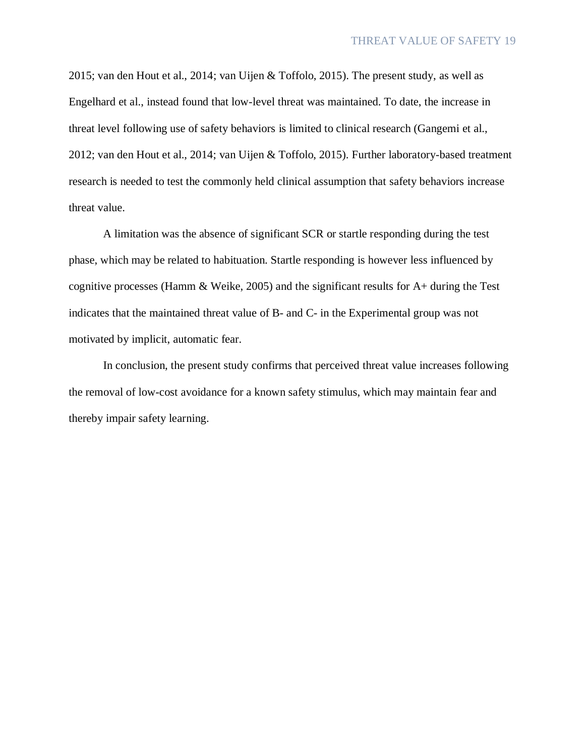2015; van den Hout et al., 2014; van Uijen & Toffolo, 2015). The present study, as well as Engelhard et al., instead found that low-level threat was maintained. To date, the increase in threat level following use of safety behaviors is limited to clinical research (Gangemi et al., 2012; van den Hout et al., 2014; van Uijen & Toffolo, 2015). Further laboratory-based treatment research is needed to test the commonly held clinical assumption that safety behaviors increase threat value.

A limitation was the absence of significant SCR or startle responding during the test phase, which may be related to habituation. Startle responding is however less influenced by cognitive processes (Hamm & Weike, 2005) and the significant results for A+ during the Test indicates that the maintained threat value of B- and C- in the Experimental group was not motivated by implicit, automatic fear.

In conclusion, the present study confirms that perceived threat value increases following the removal of low-cost avoidance for a known safety stimulus, which may maintain fear and thereby impair safety learning.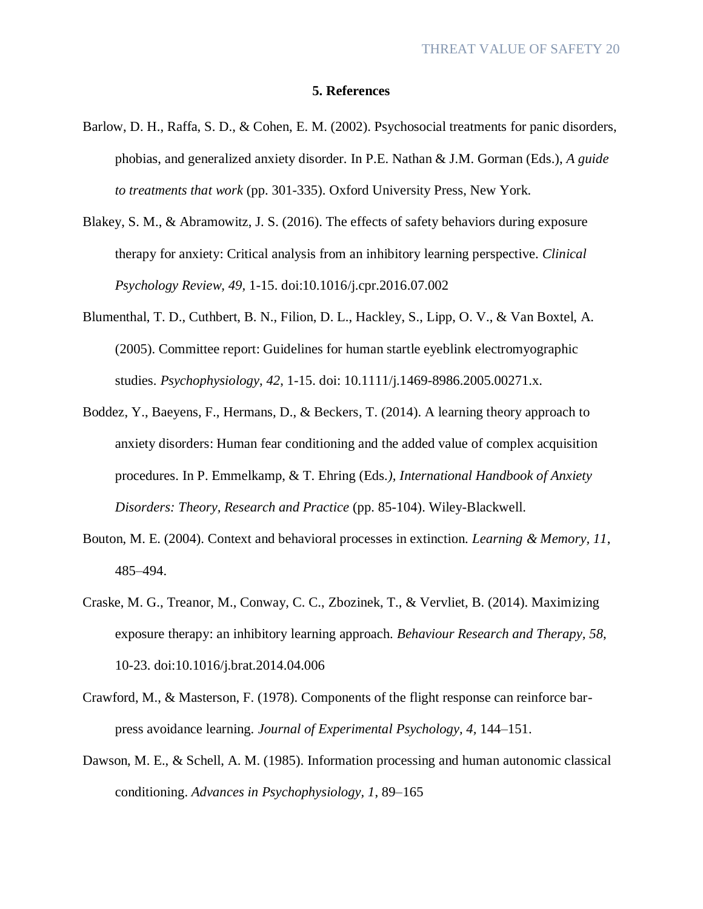## 5. References

Barlow, D. H., Raffa, S. D., & Cohen, E. M. (2002). Psychosocial treatments for panic disorders, phobias, and generalized anxiety disorder. In P.E. Nathan & J.M. Gorman (Eds.), *A guide to treatments that work* (pp. 301-335). Oxford University Press, New York.

Blakey, S. M., & Abramowitz, J. S. (2016). The effects of safety behaviors during exposure therapy for anxiety: Critical analysis from an inhibitory learning perspective. *Clinical Psychology Review, 49*, 1-15. doi:10.1016/j.cpr.2016.07.002

Blumenthal, T. D., Cuthbert, B. N., Filion, D. L., Hackley, S., Lipp, O. V., & Van Boxtel, A. (2005). Committee report: Guidelines for human startle eyeblink electromyographic studies. *Psychophysiology*, *42*, 1-15. doi: 10.1111/j.1469-8986.2005.00271.x.

Boddez, Y., Baeyens, F., Hermans, D., & Beckers, T. (2014). A learning theory approach to anxiety disorders: Human fear conditioning and the added value of complex acquisition procedures. In P. Emmelkamp, & T. Ehring (Eds.*), International Handbook of Anxiety Disorders: Theory, Research and Practice* (pp. 85-104). Wiley-Blackwell.

Bouton, M. E. (2004). Context and behavioral processes in extinction. *Learning & Memory*, *11*, 485–494.

Craske, M. G., Treanor, M., Conway, C. C., Zbozinek, T., & Vervliet, B. (2014). Maximizing exposure therapy: an inhibitory learning approach. *Behaviour Research and Therapy*, *58*, 10-23. doi:10.1016/j.brat.2014.04.006

Crawford, M., & Masterson, F. (1978). Components of the flight response can reinforce bar-press avoidance learning. *Journal of Experimental Psychology, 4*, 144–151.

Dawson, M. E., & Schell, A. M. (1985). Information processing and human autonomic classical conditioning. *Advances in Psychophysiology, 1*, 89–165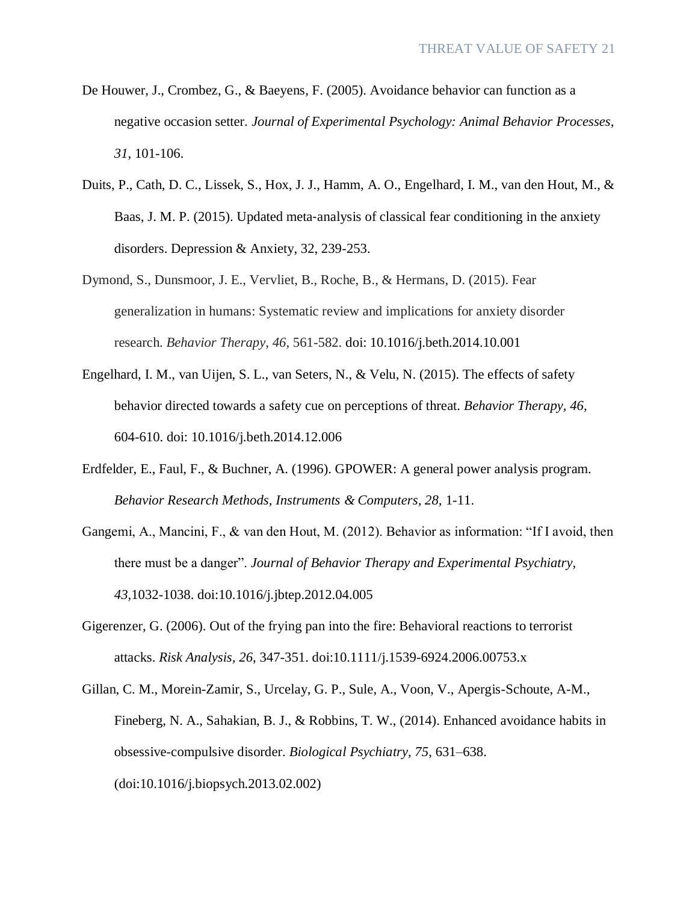De Houwer, J., Crombez, G., & Baeyens, F. (2005). Avoidance behavior can function as a negative occasion setter. *Journal of Experimental Psychology: Animal Behavior Processes, 31*, 101-106.

Duits, P., Cath, D. C., Lissek, S., Hox, J. J., Hamm, A. O., Engelhard, I. M., van den Hout, M., & Baas, J. M. P. (2015). Updated meta-analysis of classical fear conditioning in the anxiety disorders. Depression & Anxiety, 32, 239-253.

Dymond, S., Dunsmoor, J. E., Vervliet, B., Roche, B., & Hermans, D. (2015). Fear generalization in humans: Systematic review and implications for anxiety disorder research. *Behavior Therapy*, *46*, 561-582. doi: 10.1016/j.beth.2014.10.001

Engelhard, I. M., van Uijen, S. L., van Seters, N., & Velu, N. (2015). The effects of safety behavior directed towards a safety cue on perceptions of threat. *Behavior Therapy*, *46*, 604-610. doi: 10.1016/j.beth.2014.12.006

Erdfelder, E., Faul, F., & Buchner, A. (1996). GPOWER: A general power analysis program. *Behavior Research Methods, Instruments & Computers, 28*, 1-11.

Gangemi, A., Mancini, F., & van den Hout, M. (2012). Behavior as information: "If I avoid, then there must be a danger". *Journal of Behavior Therapy and Experimental Psychiatry, 43*,1032-1038. doi:10.1016/j.jbtep.2012.04.005

Gigerenzer, G. (2006). Out of the frying pan into the fire: Behavioral reactions to terrorist attacks. *Risk Analysis*, *26*, 347-351. doi:10.1111/j.1539-6924.2006.00753.x

Gillan, C. M., Morein-Zamir, S., Urcelay, G. P., Sule, A., Voon, V., Apergis-Schoute, A-M., Fineberg, N. A., Sahakian, B. J., & Robbins, T. W., (2014). Enhanced avoidance habits in obsessive-compulsive disorder. *Biological Psychiatry*, *75*, 631–638. (doi:10.1016/j.biopsych.2013.02.002)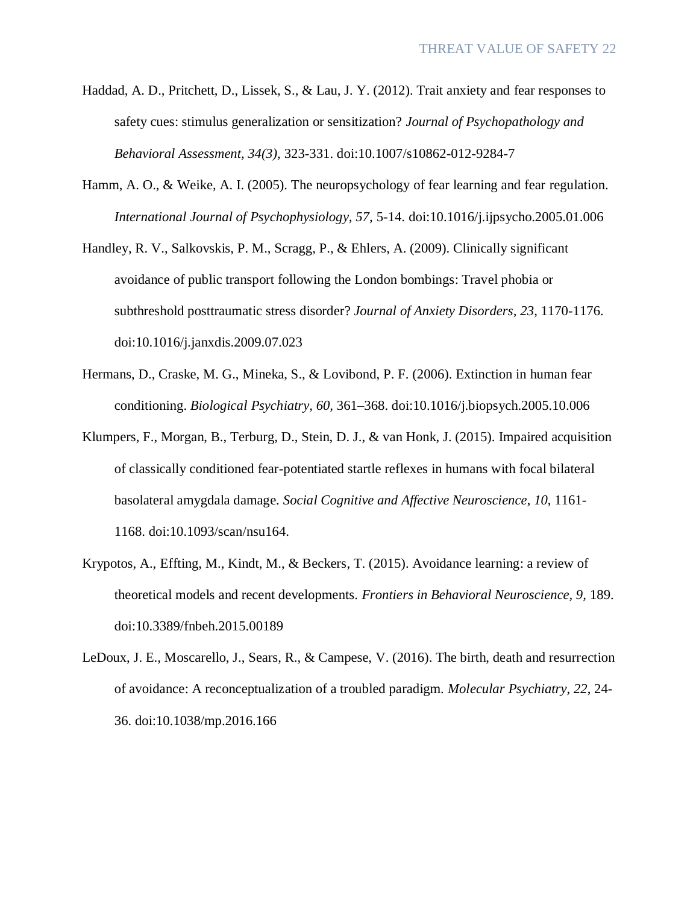Haddad, A. D., Pritchett, D., Lissek, S., & Lau, J. Y. (2012). Trait anxiety and fear responses to safety cues: stimulus generalization or sensitization? *Journal of Psychopathology and Behavioral Assessment, 34(3),* 323-331. doi:10.1007/s10862-012-9284-7

Hamm, A. O., & Weike, A. I. (2005). The neuropsychology of fear learning and fear regulation. *International Journal of Psychophysiology, 57,* 5-14. doi:10.1016/j.ijpsycho.2005.01.006

Handley, R. V., Salkovskis, P. M., Scragg, P., & Ehlers, A. (2009). Clinically significant avoidance of public transport following the London bombings: Travel phobia or subthreshold posttraumatic stress disorder? *Journal of Anxiety Disorders, 23,* 1170-1176. doi:10.1016/j.janxdis.2009.07.023

Hermans, D., Craske, M. G., Mineka, S., & Lovibond, P. F. (2006). Extinction in human fear conditioning. *Biological Psychiatry, 60,* 361–368. doi:10.1016/j.biopsych.2005.10.006

Klumpers, F., Morgan, B., Terburg, D., Stein, D. J., & van Honk, J. (2015). Impaired acquisition of classically conditioned fear-potentiated startle reflexes in humans with focal bilateral basolateral amygdala damage. *Social Cognitive and Affective Neuroscience, 10*, 1161-1168. doi:10.1093/scan/nsu164.

Krypotos, A., Effting, M., Kindt, M., & Beckers, T. (2015). Avoidance learning: a review of theoretical models and recent developments. *Frontiers in Behavioral Neuroscience, 9,* 189. doi:10.3389/fnbeh.2015.00189

LeDoux, J. E., Moscarello, J., Sears, R., & Campese, V. (2016). The birth, death and resurrection of avoidance: A reconceptualization of a troubled paradigm. *Molecular Psychiatry*, *22*, 24-36. doi:10.1038/mp.2016.166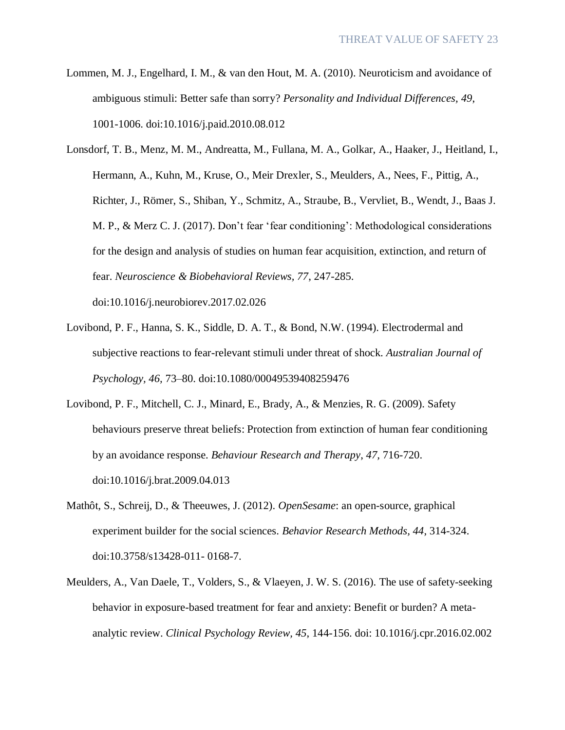Lommen, M. J., Engelhard, I. M., & van den Hout, M. A. (2010). Neuroticism and avoidance of ambiguous stimuli: Better safe than sorry? *Personality and Individual Differences, 49*, 1001-1006. doi:10.1016/j.paid.2010.08.012

Lonsdorf, T. B., Menz, M. M., Andreatta, M., Fullana, M. A., Golkar, A., Haaker, J., Heitland, I., Hermann, A., Kuhn, M., Kruse, O., Meir Drexler, S., Meulders, A., Nees, F., Pittig, A., Richter, J., Römer, S., Shiban, Y., Schmitz, A., Straube, B., Vervliet, B., Wendt, J., Baas J. M. P., & Merz C. J. (2017). Don't fear 'fear conditioning': Methodological considerations for the design and analysis of studies on human fear acquisition, extinction, and return of fear. *Neuroscience & Biobehavioral Reviews, 77*, 247-285. doi:10.1016/j.neurobiorev.2017.02.026

Lovibond, P. F., Hanna, S. K., Siddle, D. A. T., & Bond, N.W. (1994). Electrodermal and subjective reactions to fear-relevant stimuli under threat of shock. *Australian Journal of Psychology, 46*, 73–80. doi:10.1080/00049539408259476

Lovibond, P. F., Mitchell, C. J., Minard, E., Brady, A., & Menzies, R. G. (2009). Safety behaviours preserve threat beliefs: Protection from extinction of human fear conditioning by an avoidance response. *Behaviour Research and Therapy*, *47*, 716-720. doi:10.1016/j.brat.2009.04.013

Mathôt, S., Schreij, D., & Theeuwes, J. (2012). *OpenSesame*: an open-source, graphical experiment builder for the social sciences. *Behavior Research Methods, 44*, 314-324. doi:10.3758/s13428-011- 0168-7.

Meulders, A., Van Daele, T., Volders, S., & Vlaeyen, J. W. S. (2016). The use of safety-seeking behavior in exposure-based treatment for fear and anxiety: Benefit or burden? A meta-analytic review. *Clinical Psychology Review, 45*, 144-156. doi: 10.1016/j.cpr.2016.02.002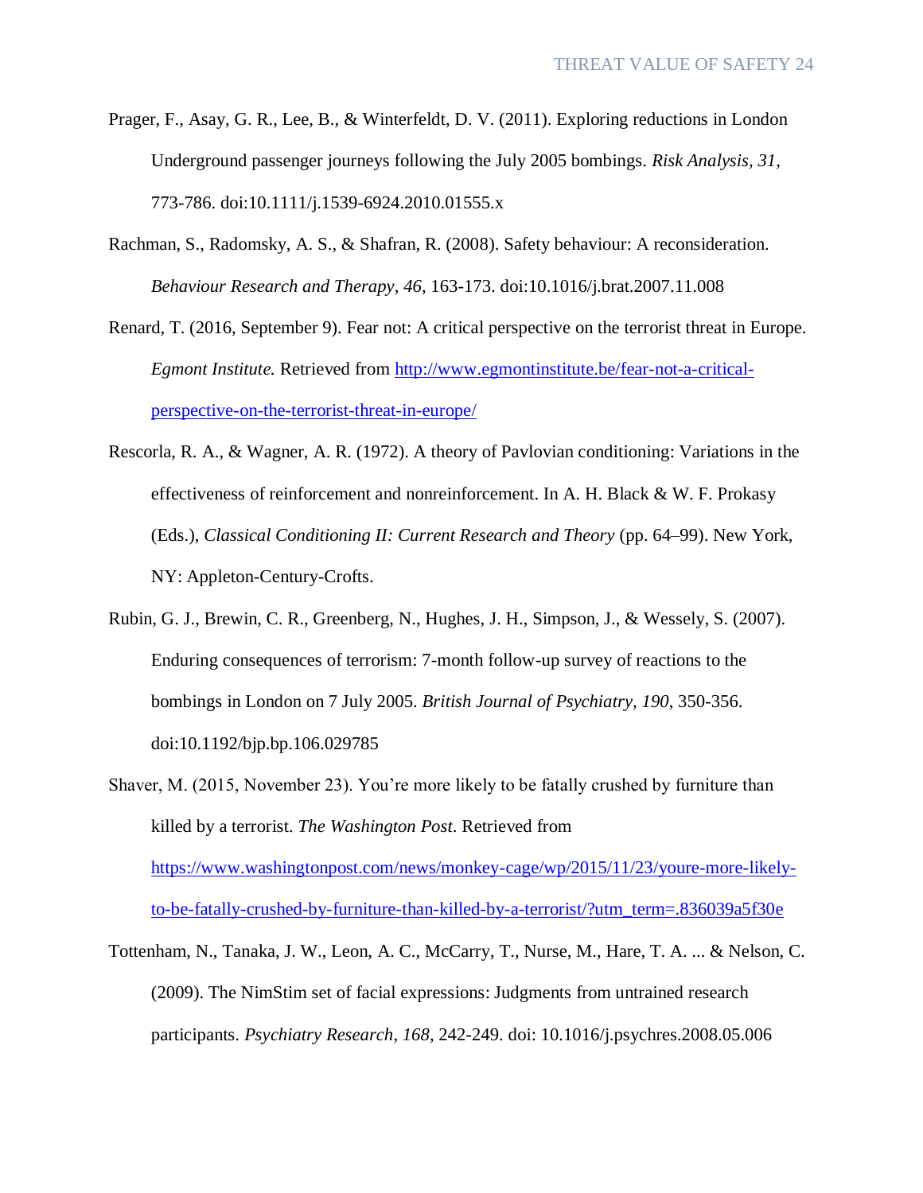Prager, F., Asay, G. R., Lee, B., & Winterfeldt, D. V. (2011). Exploring reductions in London Underground passenger journeys following the July 2005 bombings. *Risk Analysis, 31*, 773-786. doi:10.1111/j.1539-6924.2010.01555.x

Rachman, S., Radomsky, A. S., & Shafran, R. (2008). Safety behaviour: A reconsideration. *Behaviour Research and Therapy*, *46*, 163-173. doi:10.1016/j.brat.2007.11.008

Renard, T. (2016, September 9). Fear not: A critical perspective on the terrorist threat in Europe. *Egmont Institute.* Retrieved from http://www.egmontinstitute.be/fear-not-a-critical-perspective-on-the-terrorist-threat-in-europe/

Rescorla, R. A., & Wagner, A. R. (1972). A theory of Pavlovian conditioning: Variations in the effectiveness of reinforcement and nonreinforcement. In A. H. Black & W. F. Prokasy (Eds.), *Classical Conditioning II: Current Research and Theory* (pp. 64–99). New York, NY: Appleton-Century-Crofts.

Rubin, G. J., Brewin, C. R., Greenberg, N., Hughes, J. H., Simpson, J., & Wessely, S. (2007). Enduring consequences of terrorism: 7-month follow-up survey of reactions to the bombings in London on 7 July 2005. *British Journal of Psychiatry*, *190*, 350-356. doi:10.1192/bjp.bp.106.029785

Shaver, M. (2015, November 23). You're more likely to be fatally crushed by furniture than killed by a terrorist. *The Washington Post*. Retrieved from https://www.washingtonpost.com/news/monkey-cage/wp/2015/11/23/youre-more-likely-to-be-fatally-crushed-by-furniture-than-killed-by-a-terrorist/?utm_term=.836039a5f30e

Tottenham, N., Tanaka, J. W., Leon, A. C., McCarry, T., Nurse, M., Hare, T. A. ... & Nelson, C. (2009). The NimStim set of facial expressions: Judgments from untrained research participants. *Psychiatry Research*, *168*, 242-249. doi: 10.1016/j.psychres.2008.05.006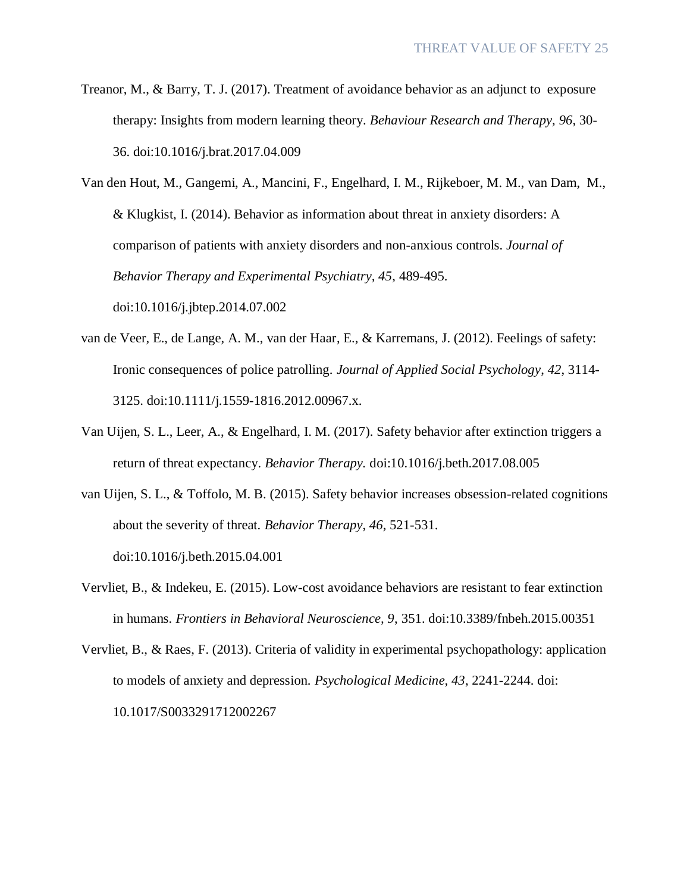Treanor, M., & Barry, T. J. (2017). Treatment of avoidance behavior as an adjunct to exposure therapy: Insights from modern learning theory. *Behaviour Research and Therapy, 96*, 30-36. doi:10.1016/j.brat.2017.04.009

Van den Hout, M., Gangemi, A., Mancini, F., Engelhard, I. M., Rijkeboer, M. M., van Dam, M., & Klugkist, I. (2014). Behavior as information about threat in anxiety disorders: A comparison of patients with anxiety disorders and non-anxious controls. *Journal of Behavior Therapy and Experimental Psychiatry*, *45*, 489-495. doi:10.1016/j.jbtep.2014.07.002

van de Veer, E., de Lange, A. M., van der Haar, E., & Karremans, J. (2012). Feelings of safety: Ironic consequences of police patrolling. *Journal of Applied Social Psychology*, *42*, 3114-3125. doi:10.1111/j.1559-1816.2012.00967.x.

Van Uijen, S. L., Leer, A., & Engelhard, I. M. (2017). Safety behavior after extinction triggers a return of threat expectancy. *Behavior Therapy.* doi:10.1016/j.beth.2017.08.005

van Uijen, S. L., & Toffolo, M. B. (2015). Safety behavior increases obsession-related cognitions about the severity of threat. *Behavior Therapy*, *46*, 521-531. doi:10.1016/j.beth.2015.04.001

Vervliet, B., & Indekeu, E. (2015). Low-cost avoidance behaviors are resistant to fear extinction in humans. *Frontiers in Behavioral Neuroscience*, *9*, 351. doi:10.3389/fnbeh.2015.00351

Vervliet, B., & Raes, F. (2013). Criteria of validity in experimental psychopathology: application to models of anxiety and depression. *Psychological Medicine*, *43*, 2241-2244. doi: 10.1017/S0033291712002267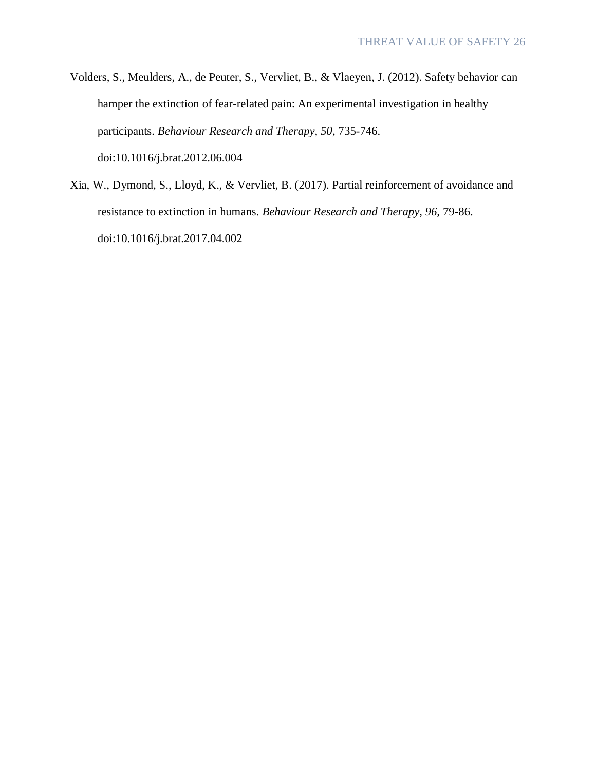Volders, S., Meulders, A., de Peuter, S., Vervliet, B., & Vlaeyen, J. (2012). Safety behavior can hamper the extinction of fear-related pain: An experimental investigation in healthy participants. *Behaviour Research and Therapy, 50*, 735-746. doi:10.1016/j.brat.2012.06.004

Xia, W., Dymond, S., Lloyd, K., & Vervliet, B. (2017). Partial reinforcement of avoidance and resistance to extinction in humans. *Behaviour Research and Therapy, 96*, 79-86. doi:10.1016/j.brat.2017.04.002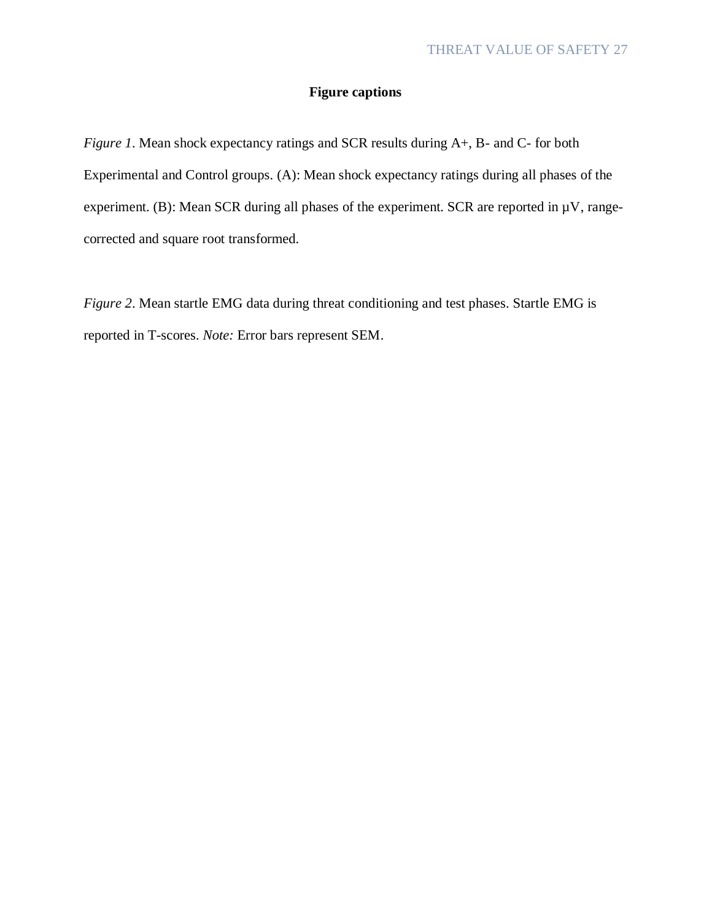## Figure captions

*Figure 1*. Mean shock expectancy ratings and SCR results during A+, B- and C- for both Experimental and Control groups. (A): Mean shock expectancy ratings during all phases of the experiment. (B): Mean SCR during all phases of the experiment. SCR are reported in μV, range-corrected and square root transformed.

*Figure 2*. Mean startle EMG data during threat conditioning and test phases. Startle EMG is reported in T-scores. *Note:* Error bars represent SEM.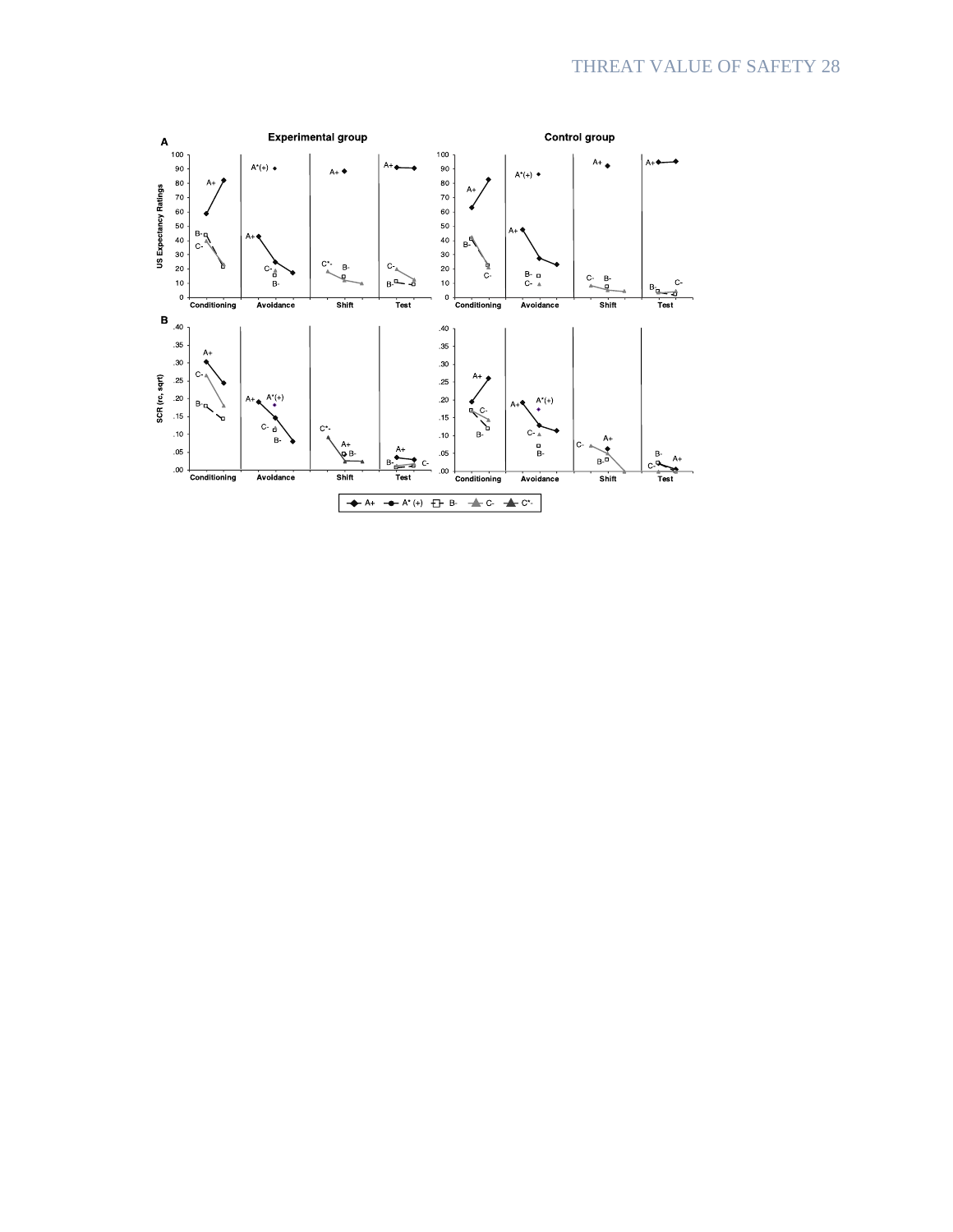**A**

**Experimental group** | **Control group**

US Expectancy Ratings (0–100)

Conditioning | Avoidance | Shift | Test

**B**

SCR (rc, sqrt) (.00–.40)

Conditioning | Avoidance | Shift | Test

Legend: A+ | A* (+) | B- | C- | C*-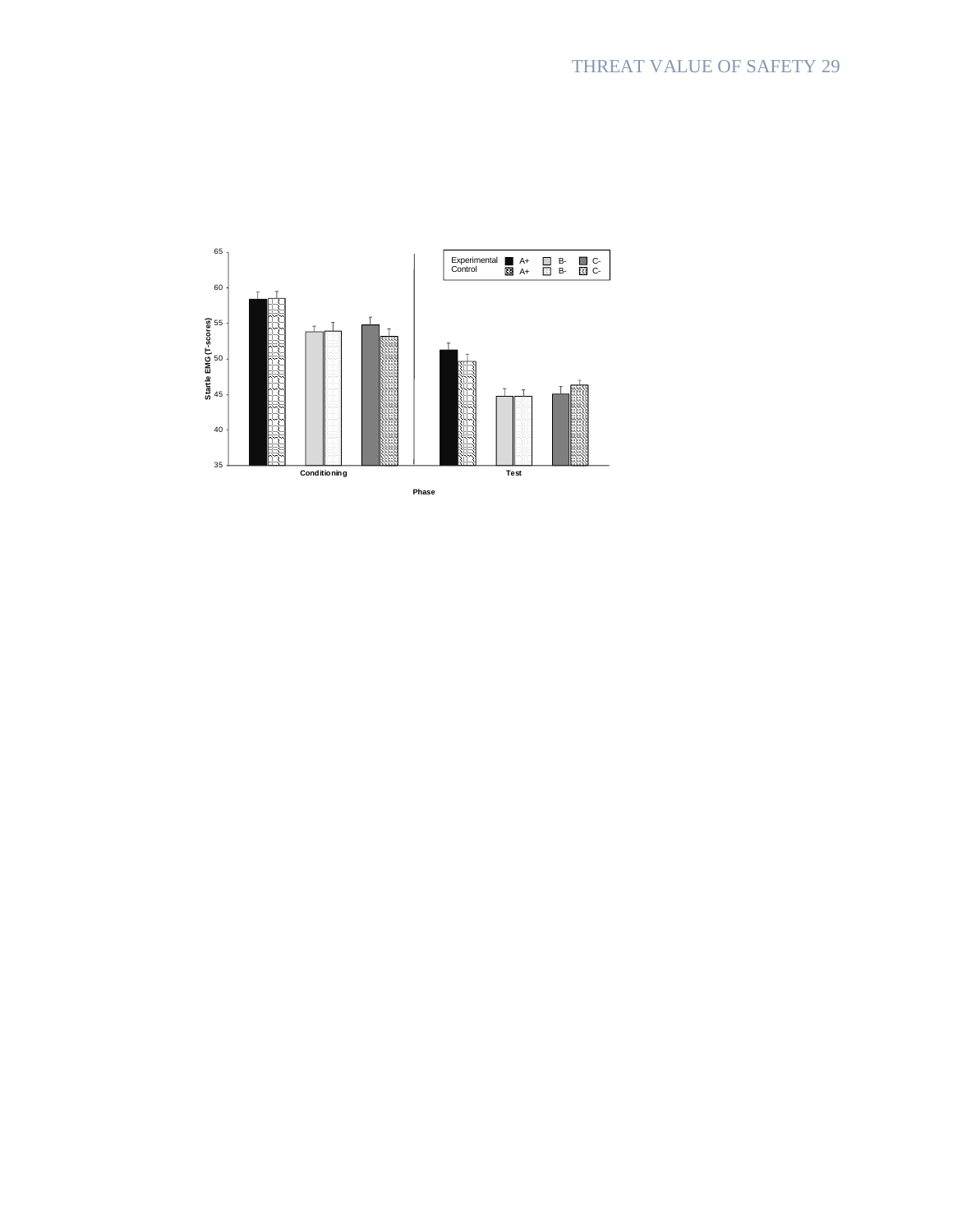65
60
55
50
45
40
35

Startle EMG (T-scores)

Experimental A+ B- C-
Control A+ B- C-

Conditioning

Test

Phase